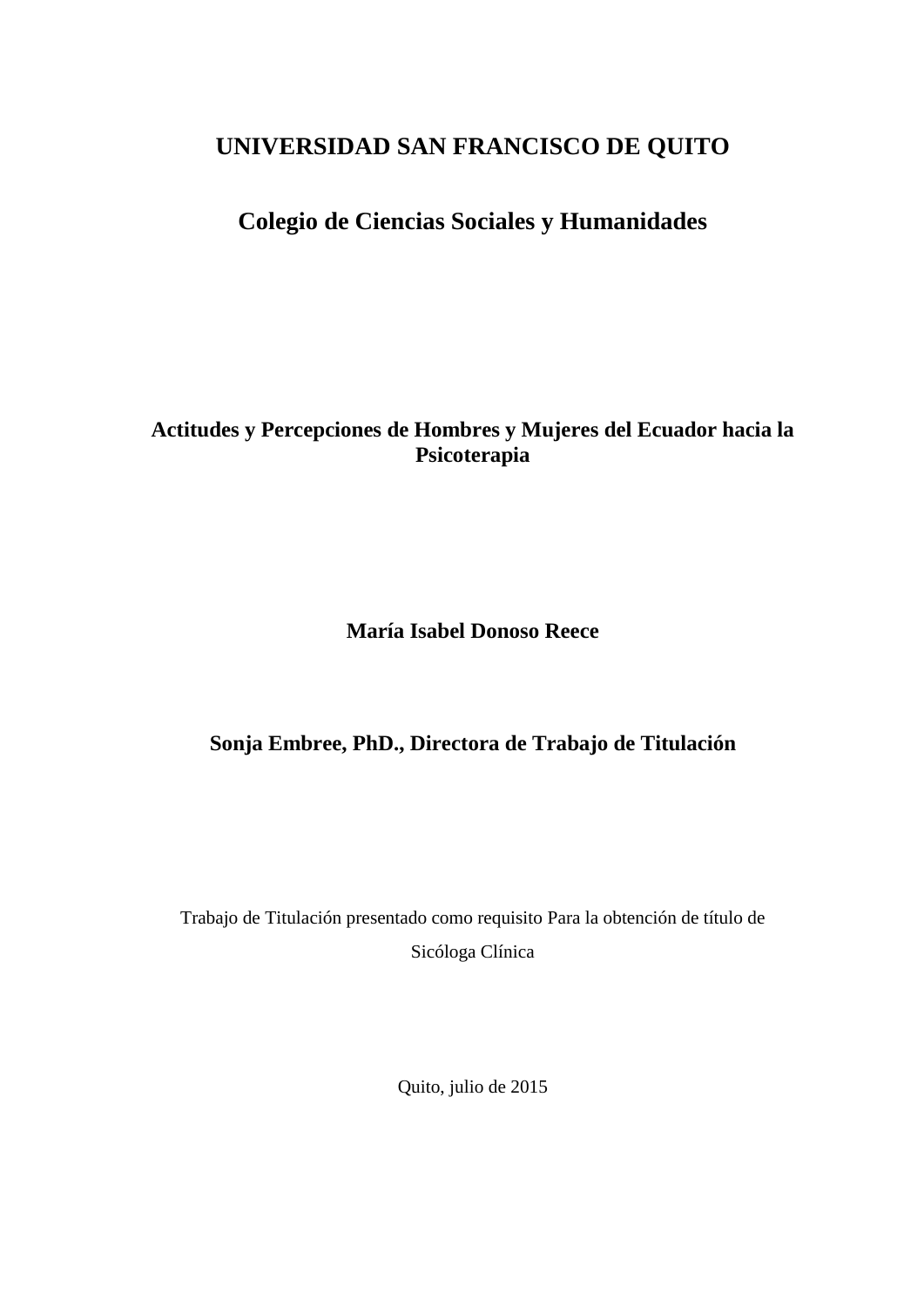# UNIVERSIDAD SAN FRANCISCO DE QUITO

## Colegio de Ciencias Sociales y Humanidades

### Actitudes y Percepciones de Hombres y Mujeres del Ecuador hacia la Psicoterapia

**María Isabel Donoso Reece**

**Sonja Embree, PhD., Directora de Trabajo de Titulación**

Trabajo de Titulación presentado como requisito Para la obtención de título de Sicóloga Clínica

Quito, julio de 2015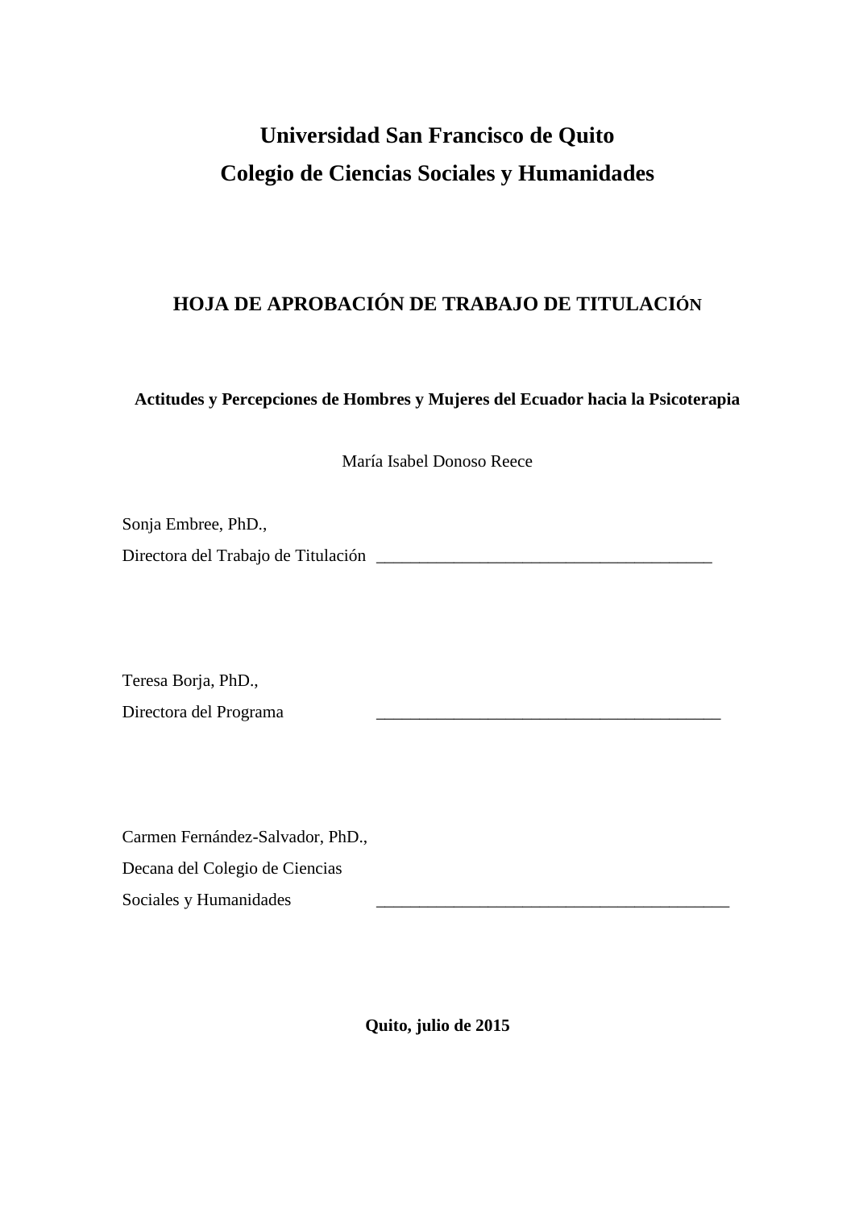# Universidad San Francisco de Quito
# Colegio de Ciencias Sociales y Humanidades

## HOJA DE APROBACIÓN DE TRABAJO DE TITULACIÓN

**Actitudes y Percepciones de Hombres y Mujeres del Ecuador hacia la Psicoterapia**

María Isabel Donoso Reece

Sonja Embree, PhD.,
Directora del Trabajo de Titulación ________________________________________

Teresa Borja, PhD.,
Directora del Programa ________________________________________

Carmen Fernández-Salvador, PhD.,
Decana del Colegio de Ciencias
Sociales y Humanidades ________________________________________

**Quito, julio de 2015**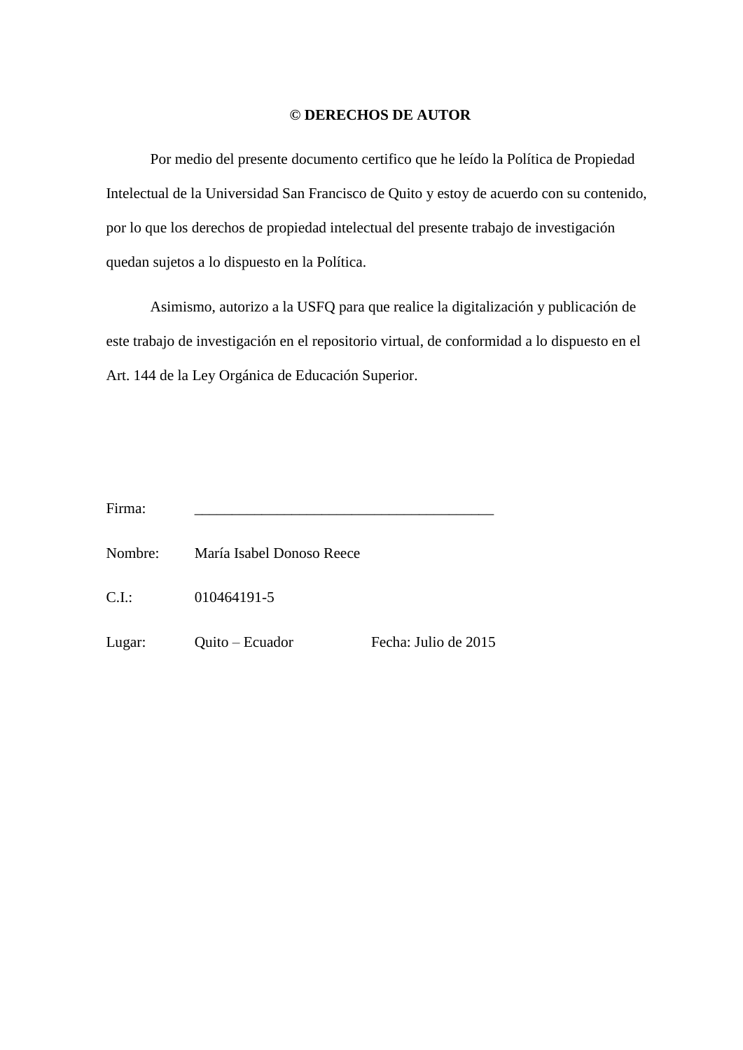## © DERECHOS DE AUTOR

Por medio del presente documento certifico que he leído la Política de Propiedad Intelectual de la Universidad San Francisco de Quito y estoy de acuerdo con su contenido, por lo que los derechos de propiedad intelectual del presente trabajo de investigación quedan sujetos a lo dispuesto en la Política.

Asimismo, autorizo a la USFQ para que realice la digitalización y publicación de este trabajo de investigación en el repositorio virtual, de conformidad a lo dispuesto en el Art. 144 de la Ley Orgánica de Educación Superior.

Firma: _______________________________________

Nombre: María Isabel Donoso Reece

C.I.: 010464191-5

Lugar: Quito – Ecuador Fecha: Julio de 2015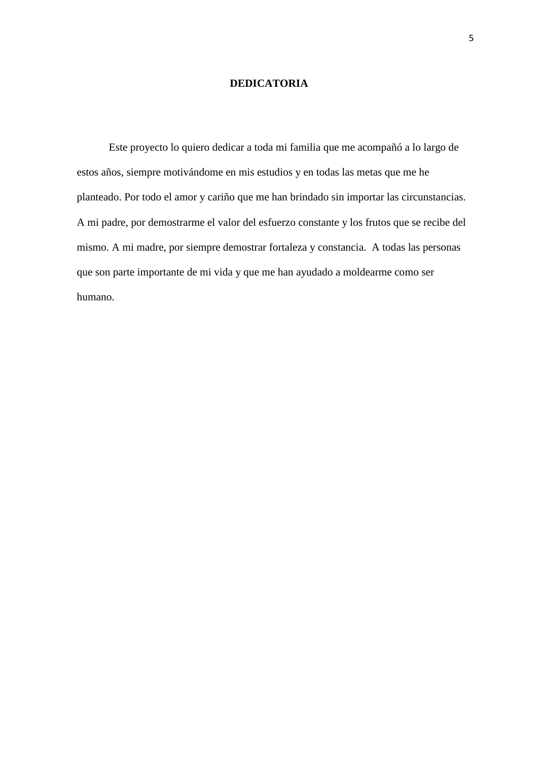## DEDICATORIA

Este proyecto lo quiero dedicar a toda mi familia que me acompañó a lo largo de estos años, siempre motivándome en mis estudios y en todas las metas que me he planteado. Por todo el amor y cariño que me han brindado sin importar las circunstancias. A mi padre, por demostrarme el valor del esfuerzo constante y los frutos que se recibe del mismo. A mi madre, por siempre demostrar fortaleza y constancia. A todas las personas que son parte importante de mi vida y que me han ayudado a moldearme como ser humano.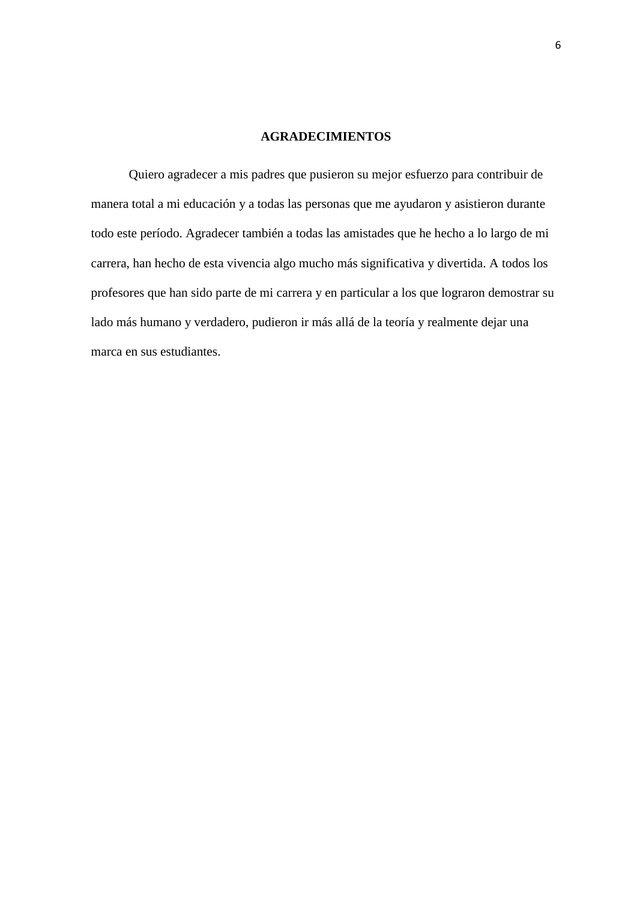# AGRADECIMIENTOS

Quiero agradecer a mis padres que pusieron su mejor esfuerzo para contribuir de manera total a mi educación y a todas las personas que me ayudaron y asistieron durante todo este período. Agradecer también a todas las amistades que he hecho a lo largo de mi carrera, han hecho de esta vivencia algo mucho más significativa y divertida. A todos los profesores que han sido parte de mi carrera y en particular a los que lograron demostrar su lado más humano y verdadero, pudieron ir más allá de la teoría y realmente dejar una marca en sus estudiantes.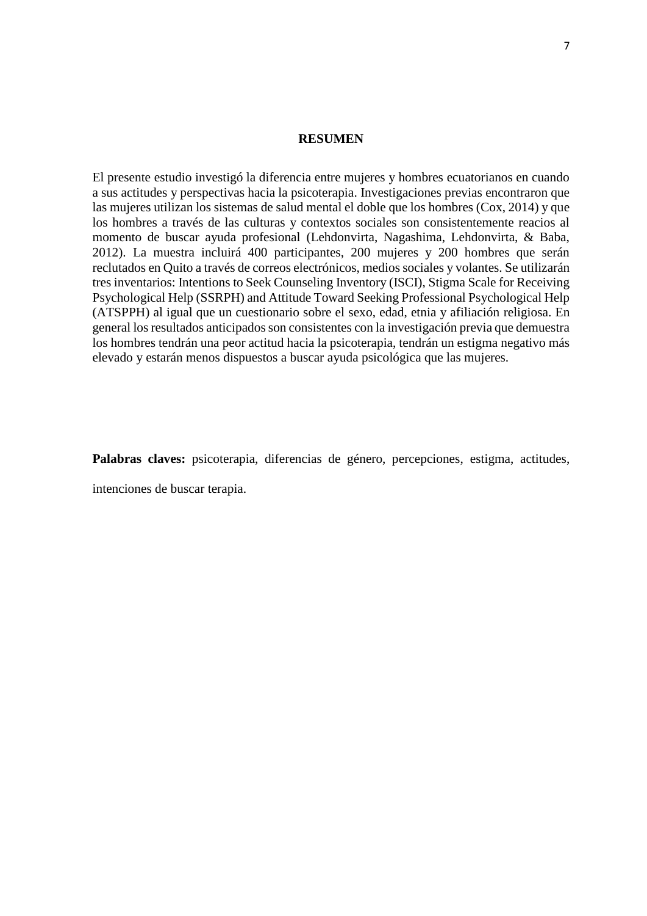# RESUMEN

El presente estudio investigó la diferencia entre mujeres y hombres ecuatorianos en cuando a sus actitudes y perspectivas hacia la psicoterapia. Investigaciones previas encontraron que las mujeres utilizan los sistemas de salud mental el doble que los hombres (Cox, 2014) y que los hombres a través de las culturas y contextos sociales son consistentemente reacios al momento de buscar ayuda profesional (Lehdonvirta, Nagashima, Lehdonvirta, & Baba, 2012). La muestra incluirá 400 participantes, 200 mujeres y 200 hombres que serán reclutados en Quito a través de correos electrónicos, medios sociales y volantes. Se utilizarán tres inventarios: Intentions to Seek Counseling Inventory (ISCI), Stigma Scale for Receiving Psychological Help (SSRPH) and Attitude Toward Seeking Professional Psychological Help (ATSPPH) al igual que un cuestionario sobre el sexo, edad, etnia y afiliación religiosa. En general los resultados anticipados son consistentes con la investigación previa que demuestra los hombres tendrán una peor actitud hacia la psicoterapia, tendrán un estigma negativo más elevado y estarán menos dispuestos a buscar ayuda psicológica que las mujeres.

**Palabras claves:** psicoterapia, diferencias de género, percepciones, estigma, actitudes, intenciones de buscar terapia.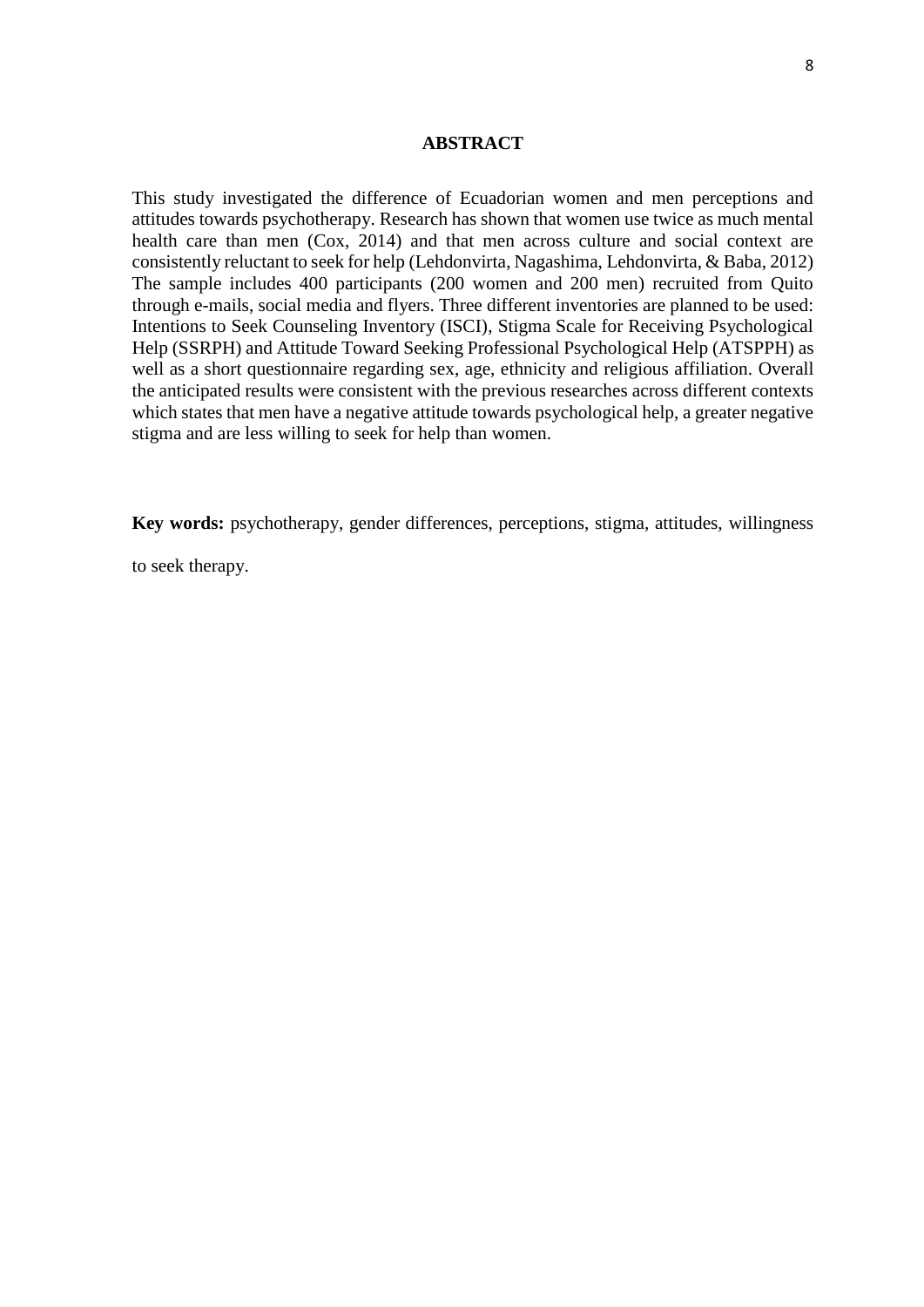## ABSTRACT

This study investigated the difference of Ecuadorian women and men perceptions and attitudes towards psychotherapy. Research has shown that women use twice as much mental health care than men (Cox, 2014) and that men across culture and social context are consistently reluctant to seek for help (Lehdonvirta, Nagashima, Lehdonvirta, & Baba, 2012) The sample includes 400 participants (200 women and 200 men) recruited from Quito through e-mails, social media and flyers. Three different inventories are planned to be used: Intentions to Seek Counseling Inventory (ISCI), Stigma Scale for Receiving Psychological Help (SSRPH) and Attitude Toward Seeking Professional Psychological Help (ATSPPH) as well as a short questionnaire regarding sex, age, ethnicity and religious affiliation. Overall the anticipated results were consistent with the previous researches across different contexts which states that men have a negative attitude towards psychological help, a greater negative stigma and are less willing to seek for help than women.

**Key words:** psychotherapy, gender differences, perceptions, stigma, attitudes, willingness to seek therapy.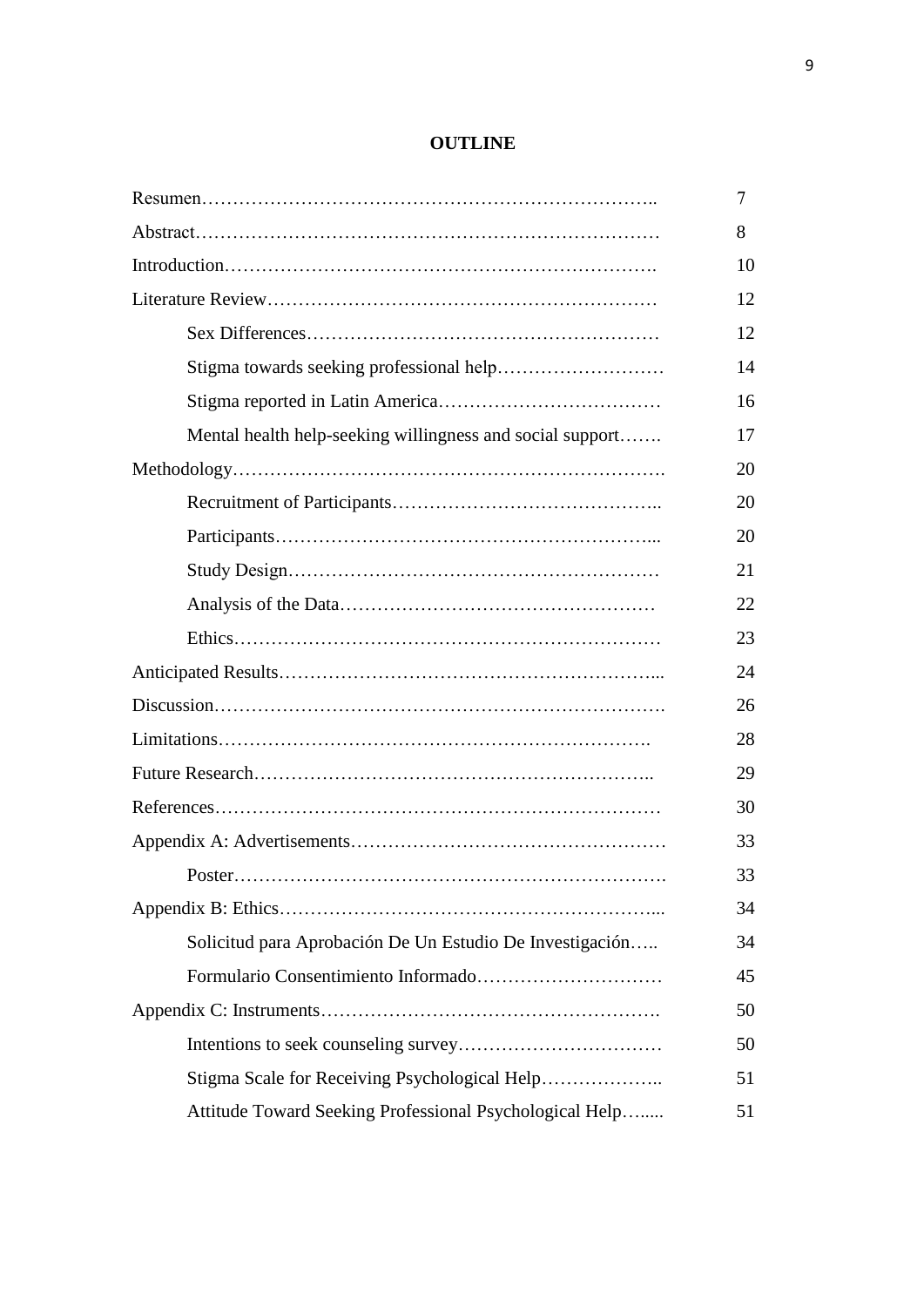# OUTLINE

| | |
|---|---|
| Resumen | 7 |
| Abstract | 8 |
| Introduction | 10 |
| Literature Review | 12 |
| Sex Differences | 12 |
| Stigma towards seeking professional help | 14 |
| Stigma reported in Latin America | 16 |
| Mental health help-seeking willingness and social support | 17 |
| Methodology | 20 |
| Recruitment of Participants | 20 |
| Participants | 20 |
| Study Design | 21 |
| Analysis of the Data | 22 |
| Ethics | 23 |
| Anticipated Results | 24 |
| Discussion | 26 |
| Limitations | 28 |
| Future Research | 29 |
| References | 30 |
| Appendix A: Advertisements | 33 |
| Poster | 33 |
| Appendix B: Ethics | 34 |
| Solicitud para Aprobación De Un Estudio De Investigación | 34 |
| Formulario Consentimiento Informado | 45 |
| Appendix C: Instruments | 50 |
| Intentions to seek counseling survey | 50 |
| Stigma Scale for Receiving Psychological Help | 51 |
| Attitude Toward Seeking Professional Psychological Help | 51 |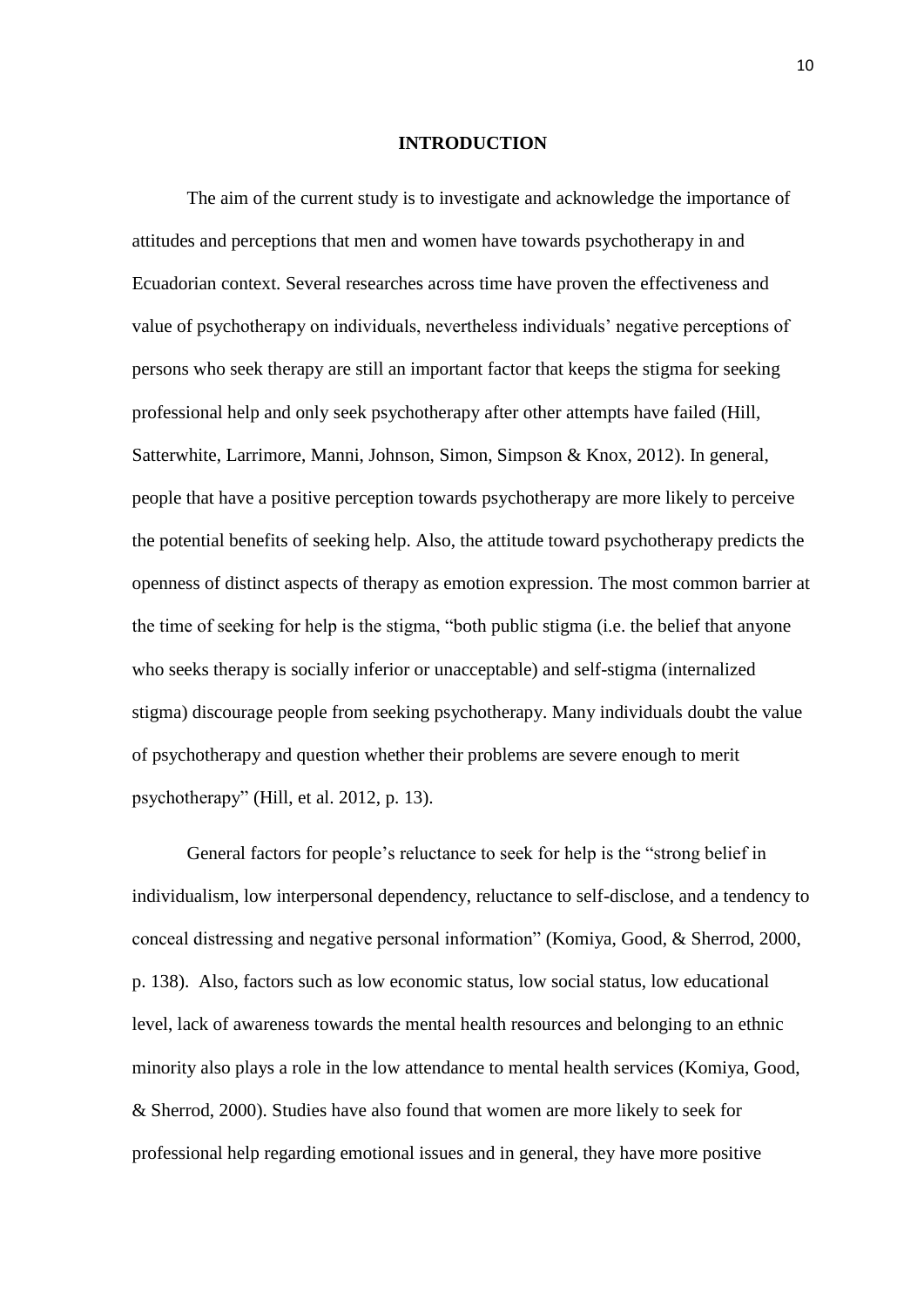# INTRODUCTION

The aim of the current study is to investigate and acknowledge the importance of attitudes and perceptions that men and women have towards psychotherapy in and Ecuadorian context. Several researches across time have proven the effectiveness and value of psychotherapy on individuals, nevertheless individuals' negative perceptions of persons who seek therapy are still an important factor that keeps the stigma for seeking professional help and only seek psychotherapy after other attempts have failed (Hill, Satterwhite, Larrimore, Manni, Johnson, Simon, Simpson & Knox, 2012). In general, people that have a positive perception towards psychotherapy are more likely to perceive the potential benefits of seeking help. Also, the attitude toward psychotherapy predicts the openness of distinct aspects of therapy as emotion expression. The most common barrier at the time of seeking for help is the stigma, "both public stigma (i.e. the belief that anyone who seeks therapy is socially inferior or unacceptable) and self-stigma (internalized stigma) discourage people from seeking psychotherapy. Many individuals doubt the value of psychotherapy and question whether their problems are severe enough to merit psychotherapy" (Hill, et al. 2012, p. 13).

General factors for people's reluctance to seek for help is the "strong belief in individualism, low interpersonal dependency, reluctance to self-disclose, and a tendency to conceal distressing and negative personal information" (Komiya, Good, & Sherrod, 2000, p. 138). Also, factors such as low economic status, low social status, low educational level, lack of awareness towards the mental health resources and belonging to an ethnic minority also plays a role in the low attendance to mental health services (Komiya, Good, & Sherrod, 2000). Studies have also found that women are more likely to seek for professional help regarding emotional issues and in general, they have more positive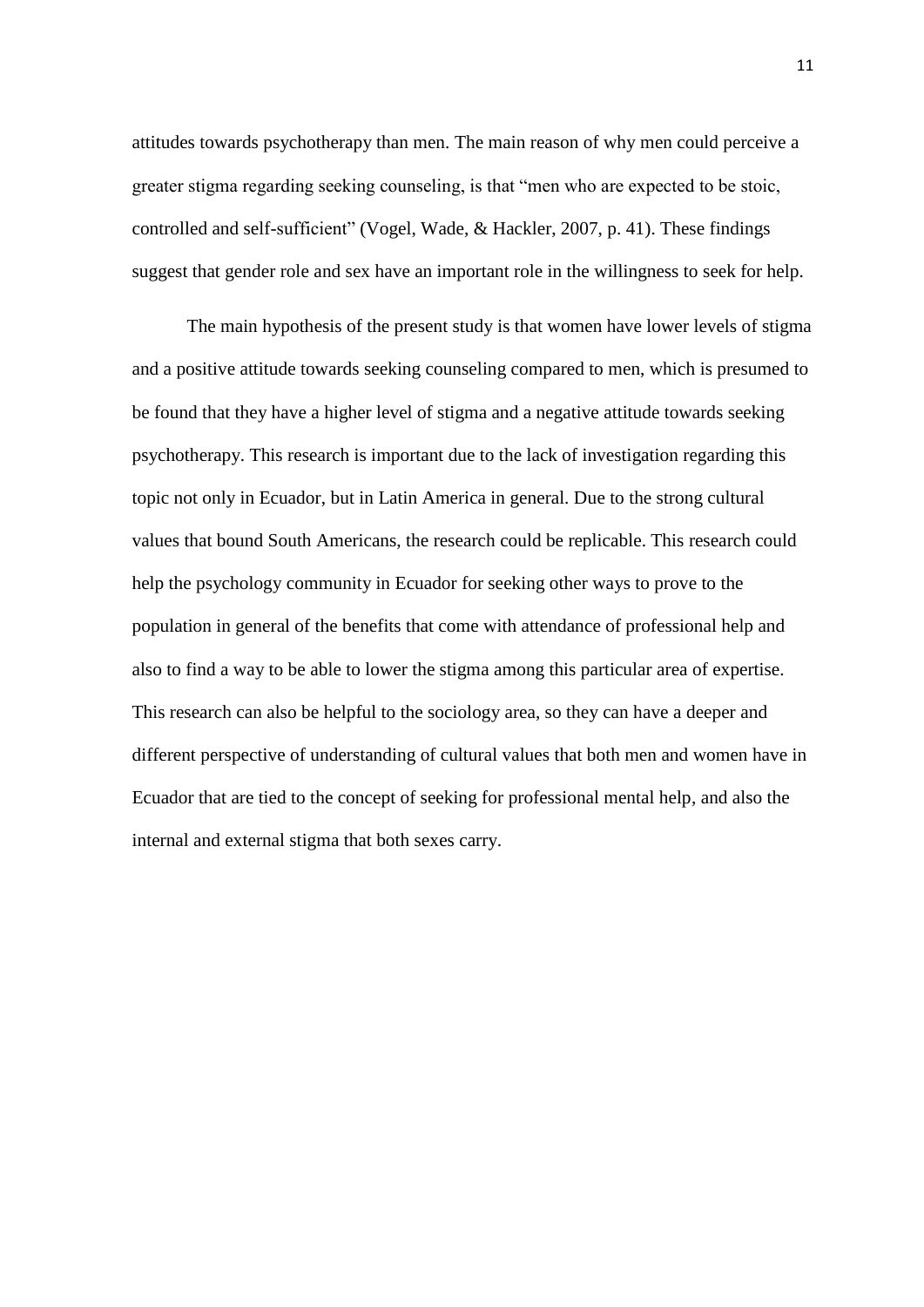attitudes towards psychotherapy than men. The main reason of why men could perceive a greater stigma regarding seeking counseling, is that "men who are expected to be stoic, controlled and self-sufficient" (Vogel, Wade, & Hackler, 2007, p. 41). These findings suggest that gender role and sex have an important role in the willingness to seek for help.

The main hypothesis of the present study is that women have lower levels of stigma and a positive attitude towards seeking counseling compared to men, which is presumed to be found that they have a higher level of stigma and a negative attitude towards seeking psychotherapy. This research is important due to the lack of investigation regarding this topic not only in Ecuador, but in Latin America in general. Due to the strong cultural values that bound South Americans, the research could be replicable. This research could help the psychology community in Ecuador for seeking other ways to prove to the population in general of the benefits that come with attendance of professional help and also to find a way to be able to lower the stigma among this particular area of expertise. This research can also be helpful to the sociology area, so they can have a deeper and different perspective of understanding of cultural values that both men and women have in Ecuador that are tied to the concept of seeking for professional mental help, and also the internal and external stigma that both sexes carry.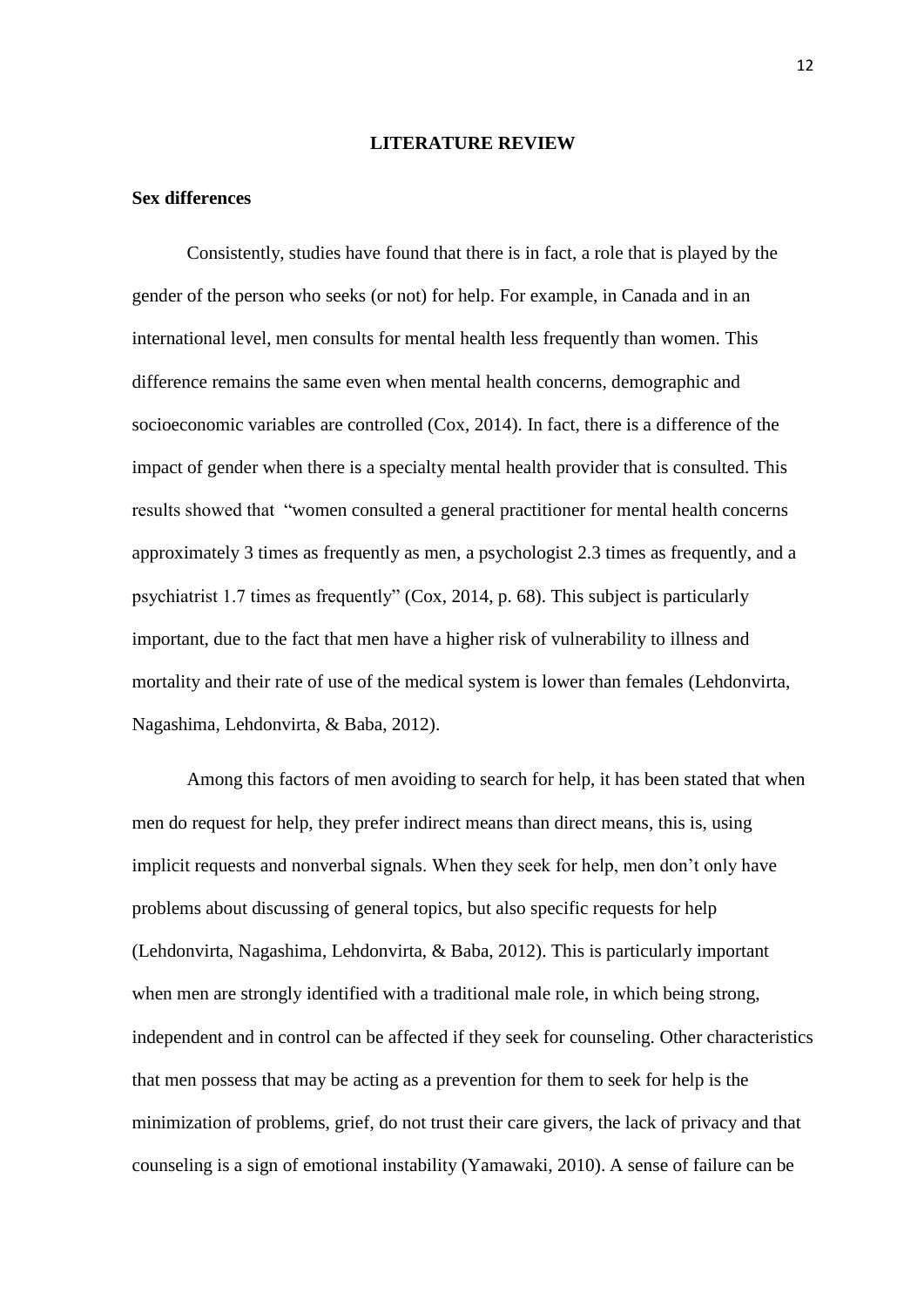# LITERATURE REVIEW

## Sex differences

Consistently, studies have found that there is in fact, a role that is played by the gender of the person who seeks (or not) for help. For example, in Canada and in an international level, men consults for mental health less frequently than women. This difference remains the same even when mental health concerns, demographic and socioeconomic variables are controlled (Cox, 2014). In fact, there is a difference of the impact of gender when there is a specialty mental health provider that is consulted. This results showed that "women consulted a general practitioner for mental health concerns approximately 3 times as frequently as men, a psychologist 2.3 times as frequently, and a psychiatrist 1.7 times as frequently" (Cox, 2014, p. 68). This subject is particularly important, due to the fact that men have a higher risk of vulnerability to illness and mortality and their rate of use of the medical system is lower than females (Lehdonvirta, Nagashima, Lehdonvirta, & Baba, 2012).

Among this factors of men avoiding to search for help, it has been stated that when men do request for help, they prefer indirect means than direct means, this is, using implicit requests and nonverbal signals. When they seek for help, men don't only have problems about discussing of general topics, but also specific requests for help (Lehdonvirta, Nagashima, Lehdonvirta, & Baba, 2012). This is particularly important when men are strongly identified with a traditional male role, in which being strong, independent and in control can be affected if they seek for counseling. Other characteristics that men possess that may be acting as a prevention for them to seek for help is the minimization of problems, grief, do not trust their care givers, the lack of privacy and that counseling is a sign of emotional instability (Yamawaki, 2010). A sense of failure can be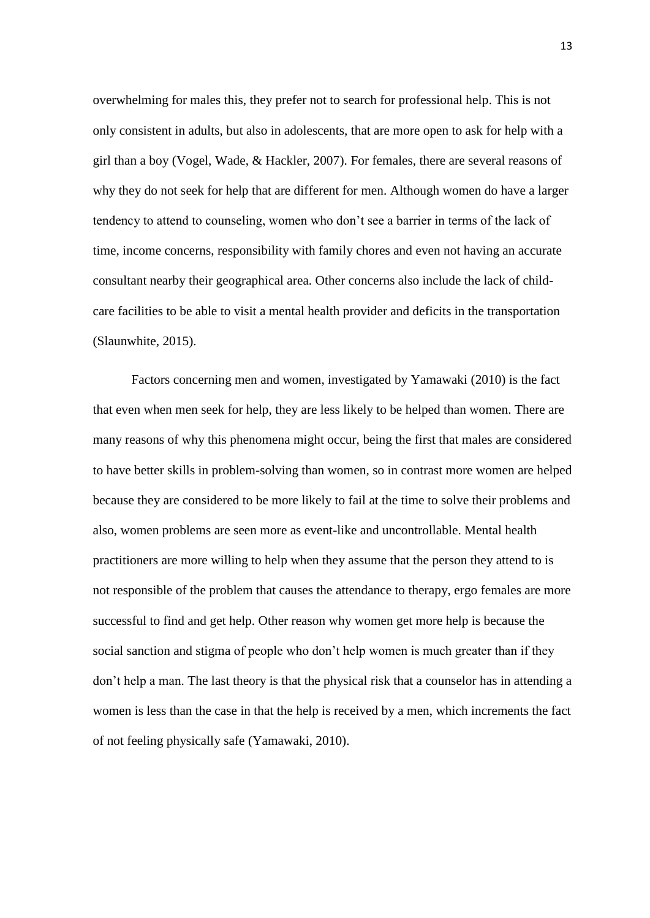overwhelming for males this, they prefer not to search for professional help. This is not only consistent in adults, but also in adolescents, that are more open to ask for help with a girl than a boy (Vogel, Wade, & Hackler, 2007). For females, there are several reasons of why they do not seek for help that are different for men. Although women do have a larger tendency to attend to counseling, women who don't see a barrier in terms of the lack of time, income concerns, responsibility with family chores and even not having an accurate consultant nearby their geographical area. Other concerns also include the lack of child-care facilities to be able to visit a mental health provider and deficits in the transportation (Slaunwhite, 2015).

Factors concerning men and women, investigated by Yamawaki (2010) is the fact that even when men seek for help, they are less likely to be helped than women. There are many reasons of why this phenomena might occur, being the first that males are considered to have better skills in problem-solving than women, so in contrast more women are helped because they are considered to be more likely to fail at the time to solve their problems and also, women problems are seen more as event-like and uncontrollable. Mental health practitioners are more willing to help when they assume that the person they attend to is not responsible of the problem that causes the attendance to therapy, ergo females are more successful to find and get help. Other reason why women get more help is because the social sanction and stigma of people who don't help women is much greater than if they don't help a man. The last theory is that the physical risk that a counselor has in attending a women is less than the case in that the help is received by a men, which increments the fact of not feeling physically safe (Yamawaki, 2010).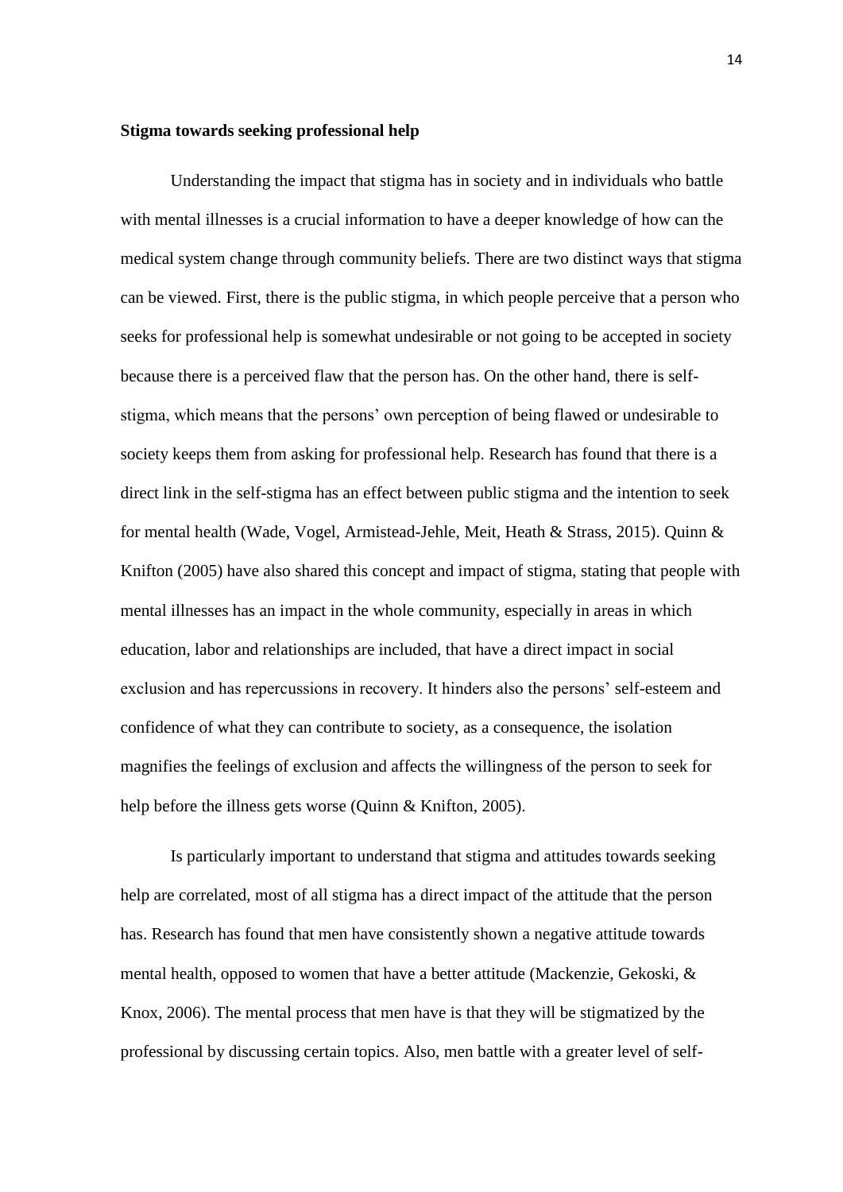**Stigma towards seeking professional help**

Understanding the impact that stigma has in society and in individuals who battle with mental illnesses is a crucial information to have a deeper knowledge of how can the medical system change through community beliefs. There are two distinct ways that stigma can be viewed. First, there is the public stigma, in which people perceive that a person who seeks for professional help is somewhat undesirable or not going to be accepted in society because there is a perceived flaw that the person has. On the other hand, there is self-stigma, which means that the persons' own perception of being flawed or undesirable to society keeps them from asking for professional help. Research has found that there is a direct link in the self-stigma has an effect between public stigma and the intention to seek for mental health (Wade, Vogel, Armistead-Jehle, Meit, Heath & Strass, 2015). Quinn & Knifton (2005) have also shared this concept and impact of stigma, stating that people with mental illnesses has an impact in the whole community, especially in areas in which education, labor and relationships are included, that have a direct impact in social exclusion and has repercussions in recovery. It hinders also the persons' self-esteem and confidence of what they can contribute to society, as a consequence, the isolation magnifies the feelings of exclusion and affects the willingness of the person to seek for help before the illness gets worse (Quinn & Knifton, 2005).

Is particularly important to understand that stigma and attitudes towards seeking help are correlated, most of all stigma has a direct impact of the attitude that the person has. Research has found that men have consistently shown a negative attitude towards mental health, opposed to women that have a better attitude (Mackenzie, Gekoski, & Knox, 2006). The mental process that men have is that they will be stigmatized by the professional by discussing certain topics. Also, men battle with a greater level of self-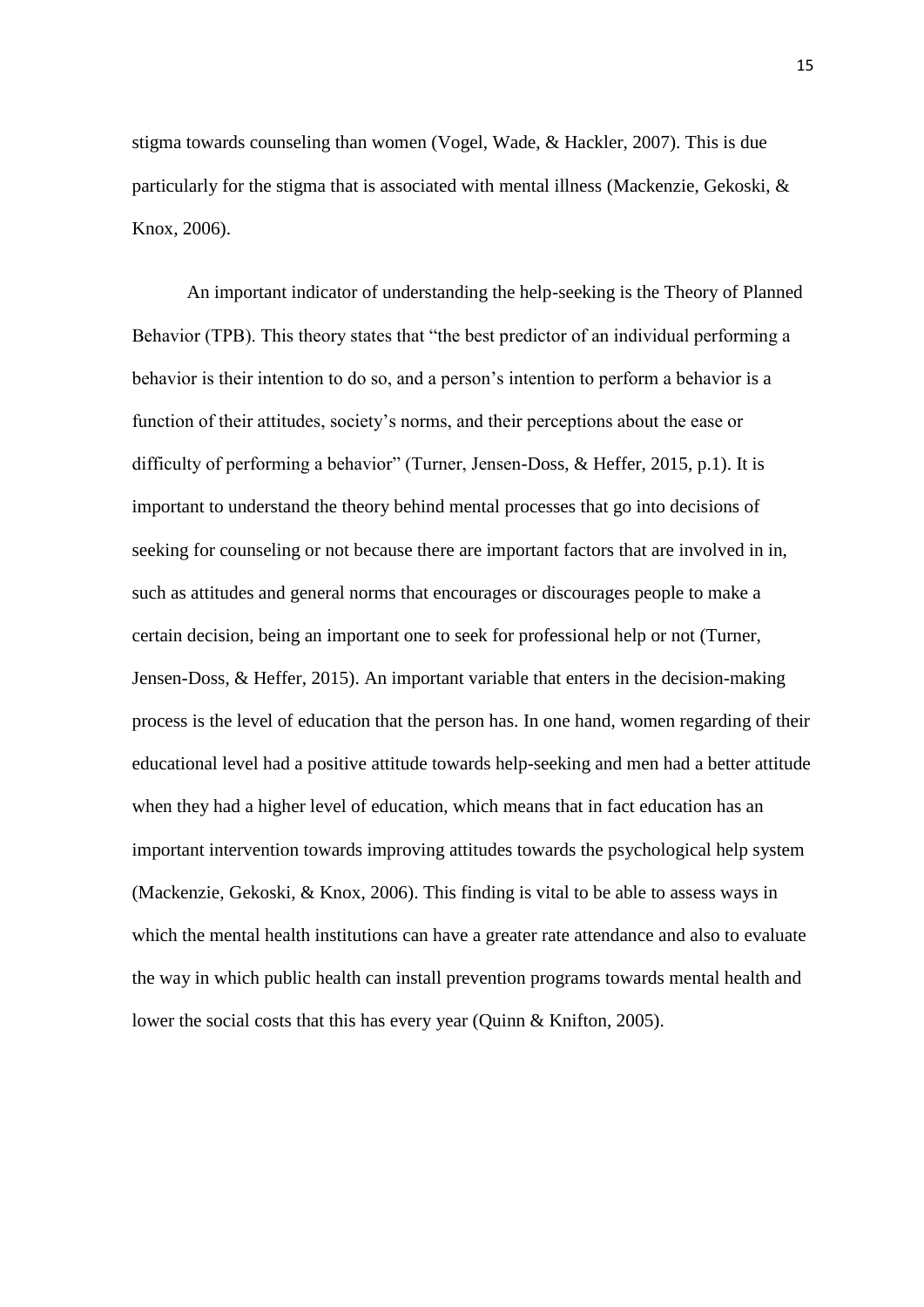stigma towards counseling than women (Vogel, Wade, & Hackler, 2007). This is due particularly for the stigma that is associated with mental illness (Mackenzie, Gekoski, & Knox, 2006).

An important indicator of understanding the help-seeking is the Theory of Planned Behavior (TPB). This theory states that "the best predictor of an individual performing a behavior is their intention to do so, and a person's intention to perform a behavior is a function of their attitudes, society's norms, and their perceptions about the ease or difficulty of performing a behavior" (Turner, Jensen-Doss, & Heffer, 2015, p.1). It is important to understand the theory behind mental processes that go into decisions of seeking for counseling or not because there are important factors that are involved in in, such as attitudes and general norms that encourages or discourages people to make a certain decision, being an important one to seek for professional help or not (Turner, Jensen-Doss, & Heffer, 2015). An important variable that enters in the decision-making process is the level of education that the person has. In one hand, women regarding of their educational level had a positive attitude towards help-seeking and men had a better attitude when they had a higher level of education, which means that in fact education has an important intervention towards improving attitudes towards the psychological help system (Mackenzie, Gekoski, & Knox, 2006). This finding is vital to be able to assess ways in which the mental health institutions can have a greater rate attendance and also to evaluate the way in which public health can install prevention programs towards mental health and lower the social costs that this has every year (Quinn & Knifton, 2005).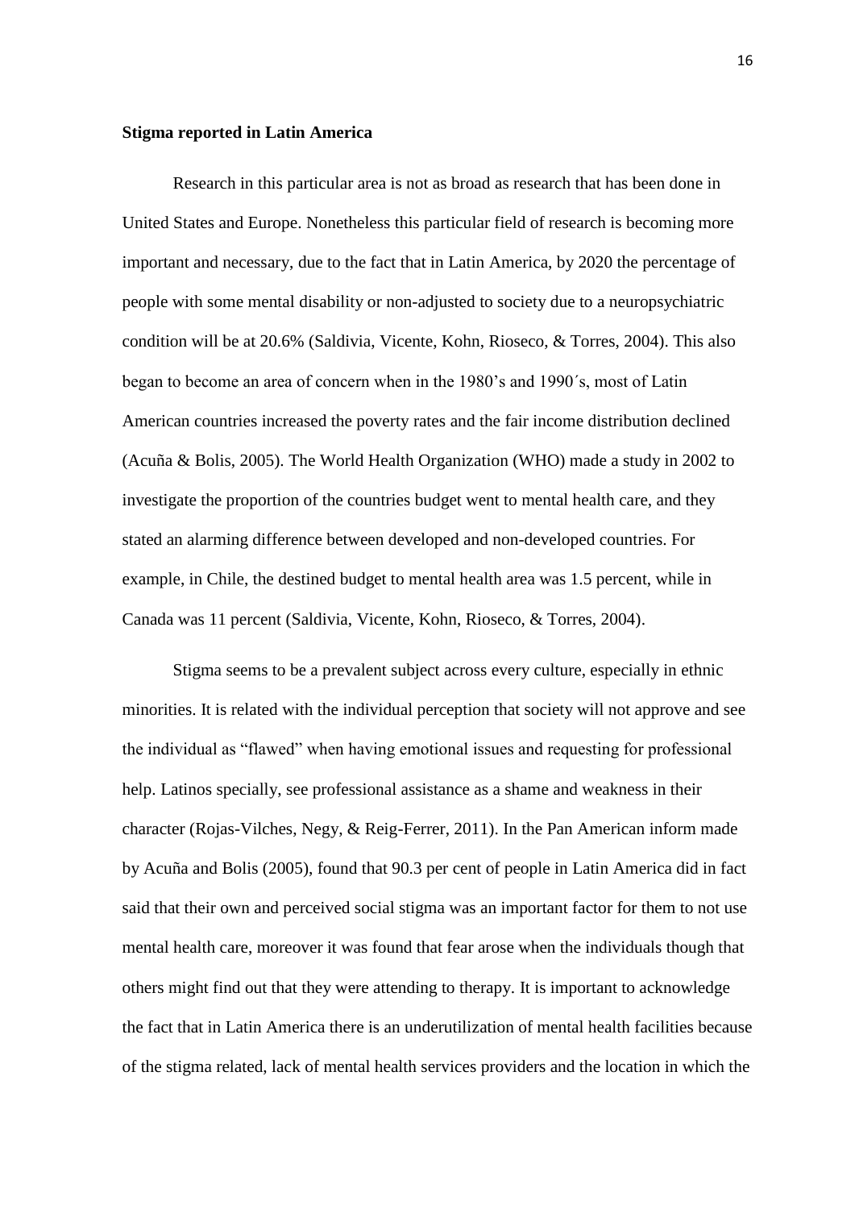**Stigma reported in Latin America**

Research in this particular area is not as broad as research that has been done in United States and Europe. Nonetheless this particular field of research is becoming more important and necessary, due to the fact that in Latin America, by 2020 the percentage of people with some mental disability or non-adjusted to society due to a neuropsychiatric condition will be at 20.6% (Saldivia, Vicente, Kohn, Rioseco, & Torres, 2004). This also began to become an area of concern when in the 1980's and 1990´s, most of Latin American countries increased the poverty rates and the fair income distribution declined (Acuña & Bolis, 2005). The World Health Organization (WHO) made a study in 2002 to investigate the proportion of the countries budget went to mental health care, and they stated an alarming difference between developed and non-developed countries. For example, in Chile, the destined budget to mental health area was 1.5 percent, while in Canada was 11 percent (Saldivia, Vicente, Kohn, Rioseco, & Torres, 2004).

Stigma seems to be a prevalent subject across every culture, especially in ethnic minorities. It is related with the individual perception that society will not approve and see the individual as "flawed" when having emotional issues and requesting for professional help. Latinos specially, see professional assistance as a shame and weakness in their character (Rojas-Vilches, Negy, & Reig-Ferrer, 2011). In the Pan American inform made by Acuña and Bolis (2005), found that 90.3 per cent of people in Latin America did in fact said that their own and perceived social stigma was an important factor for them to not use mental health care, moreover it was found that fear arose when the individuals though that others might find out that they were attending to therapy. It is important to acknowledge the fact that in Latin America there is an underutilization of mental health facilities because of the stigma related, lack of mental health services providers and the location in which the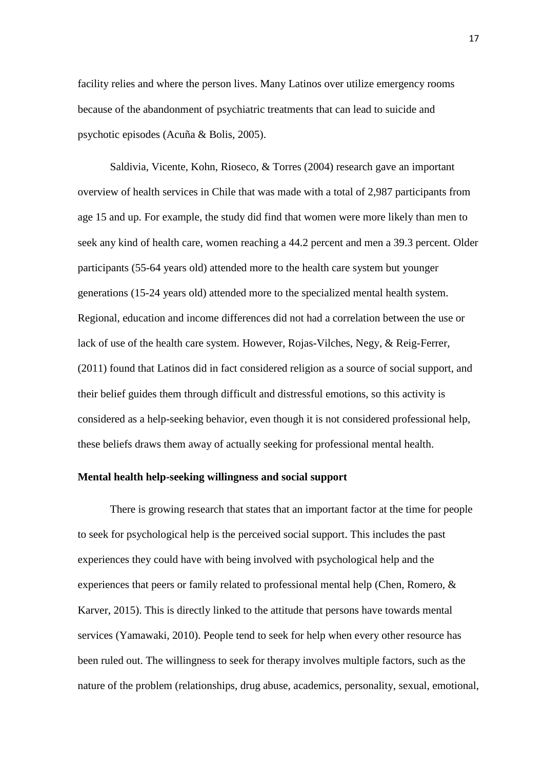facility relies and where the person lives. Many Latinos over utilize emergency rooms because of the abandonment of psychiatric treatments that can lead to suicide and psychotic episodes (Acuña & Bolis, 2005).

Saldivia, Vicente, Kohn, Rioseco, & Torres (2004) research gave an important overview of health services in Chile that was made with a total of 2,987 participants from age 15 and up. For example, the study did find that women were more likely than men to seek any kind of health care, women reaching a 44.2 percent and men a 39.3 percent. Older participants (55-64 years old) attended more to the health care system but younger generations (15-24 years old) attended more to the specialized mental health system. Regional, education and income differences did not had a correlation between the use or lack of use of the health care system. However, Rojas-Vilches, Negy, & Reig-Ferrer, (2011) found that Latinos did in fact considered religion as a source of social support, and their belief guides them through difficult and distressful emotions, so this activity is considered as a help-seeking behavior, even though it is not considered professional help, these beliefs draws them away of actually seeking for professional mental health.

**Mental health help-seeking willingness and social support**

There is growing research that states that an important factor at the time for people to seek for psychological help is the perceived social support. This includes the past experiences they could have with being involved with psychological help and the experiences that peers or family related to professional mental help (Chen, Romero, & Karver, 2015). This is directly linked to the attitude that persons have towards mental services (Yamawaki, 2010). People tend to seek for help when every other resource has been ruled out. The willingness to seek for therapy involves multiple factors, such as the nature of the problem (relationships, drug abuse, academics, personality, sexual, emotional,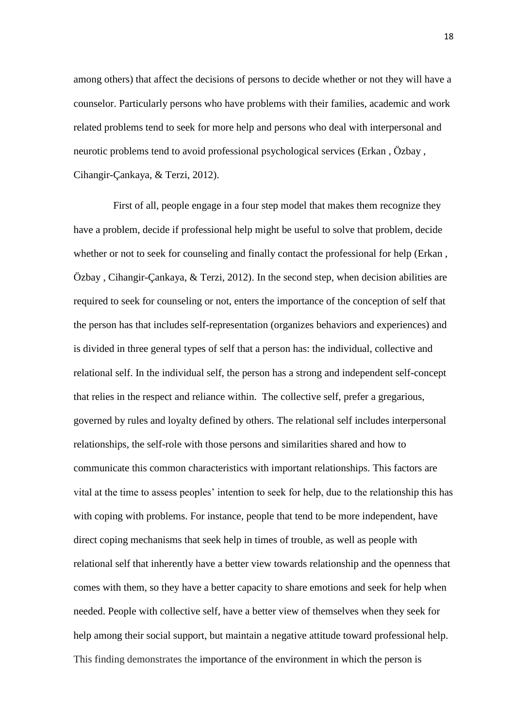among others) that affect the decisions of persons to decide whether or not they will have a counselor. Particularly persons who have problems with their families, academic and work related problems tend to seek for more help and persons who deal with interpersonal and neurotic problems tend to avoid professional psychological services (Erkan , Özbay , Cihangir-Çankaya, & Terzi, 2012).

First of all, people engage in a four step model that makes them recognize they have a problem, decide if professional help might be useful to solve that problem, decide whether or not to seek for counseling and finally contact the professional for help (Erkan , Özbay , Cihangir-Çankaya, & Terzi, 2012). In the second step, when decision abilities are required to seek for counseling or not, enters the importance of the conception of self that the person has that includes self-representation (organizes behaviors and experiences) and is divided in three general types of self that a person has: the individual, collective and relational self. In the individual self, the person has a strong and independent self-concept that relies in the respect and reliance within. The collective self, prefer a gregarious, governed by rules and loyalty defined by others. The relational self includes interpersonal relationships, the self-role with those persons and similarities shared and how to communicate this common characteristics with important relationships. This factors are vital at the time to assess peoples' intention to seek for help, due to the relationship this has with coping with problems. For instance, people that tend to be more independent, have direct coping mechanisms that seek help in times of trouble, as well as people with relational self that inherently have a better view towards relationship and the openness that comes with them, so they have a better capacity to share emotions and seek for help when needed. People with collective self, have a better view of themselves when they seek for help among their social support, but maintain a negative attitude toward professional help. This finding demonstrates the importance of the environment in which the person is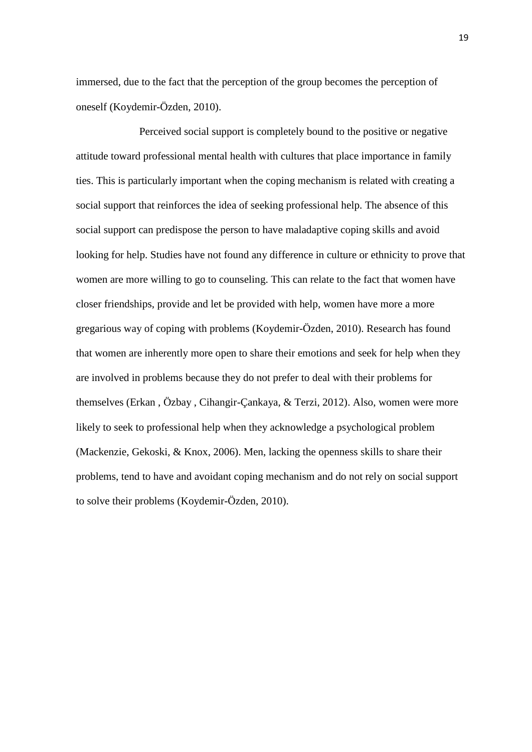immersed, due to the fact that the perception of the group becomes the perception of oneself (Koydemir-Özden, 2010).

Perceived social support is completely bound to the positive or negative attitude toward professional mental health with cultures that place importance in family ties. This is particularly important when the coping mechanism is related with creating a social support that reinforces the idea of seeking professional help. The absence of this social support can predispose the person to have maladaptive coping skills and avoid looking for help. Studies have not found any difference in culture or ethnicity to prove that women are more willing to go to counseling. This can relate to the fact that women have closer friendships, provide and let be provided with help, women have more a more gregarious way of coping with problems (Koydemir-Özden, 2010). Research has found that women are inherently more open to share their emotions and seek for help when they are involved in problems because they do not prefer to deal with their problems for themselves (Erkan , Özbay , Cihangir-Çankaya, & Terzi, 2012). Also, women were more likely to seek to professional help when they acknowledge a psychological problem (Mackenzie, Gekoski, & Knox, 2006). Men, lacking the openness skills to share their problems, tend to have and avoidant coping mechanism and do not rely on social support to solve their problems (Koydemir-Özden, 2010).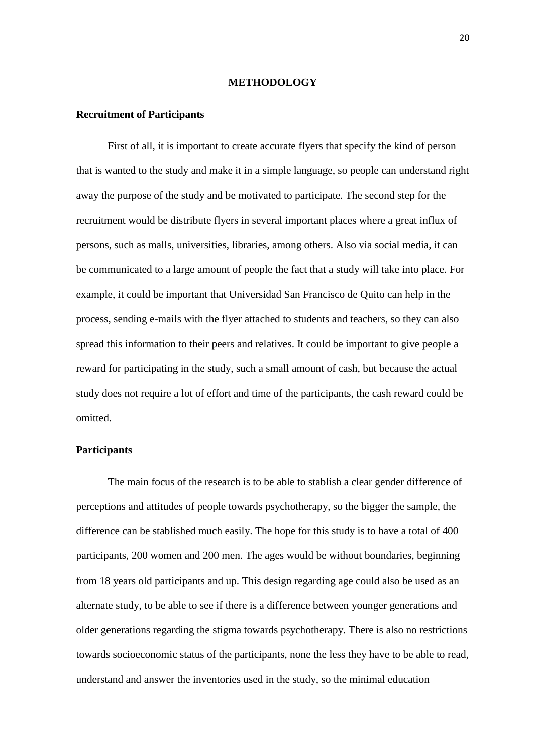## METHODOLOGY

### Recruitment of Participants

First of all, it is important to create accurate flyers that specify the kind of person that is wanted to the study and make it in a simple language, so people can understand right away the purpose of the study and be motivated to participate. The second step for the recruitment would be distribute flyers in several important places where a great influx of persons, such as malls, universities, libraries, among others. Also via social media, it can be communicated to a large amount of people the fact that a study will take into place. For example, it could be important that Universidad San Francisco de Quito can help in the process, sending e-mails with the flyer attached to students and teachers, so they can also spread this information to their peers and relatives. It could be important to give people a reward for participating in the study, such a small amount of cash, but because the actual study does not require a lot of effort and time of the participants, the cash reward could be omitted.

### Participants

The main focus of the research is to be able to stablish a clear gender difference of perceptions and attitudes of people towards psychotherapy, so the bigger the sample, the difference can be stablished much easily. The hope for this study is to have a total of 400 participants, 200 women and 200 men. The ages would be without boundaries, beginning from 18 years old participants and up. This design regarding age could also be used as an alternate study, to be able to see if there is a difference between younger generations and older generations regarding the stigma towards psychotherapy. There is also no restrictions towards socioeconomic status of the participants, none the less they have to be able to read, understand and answer the inventories used in the study, so the minimal education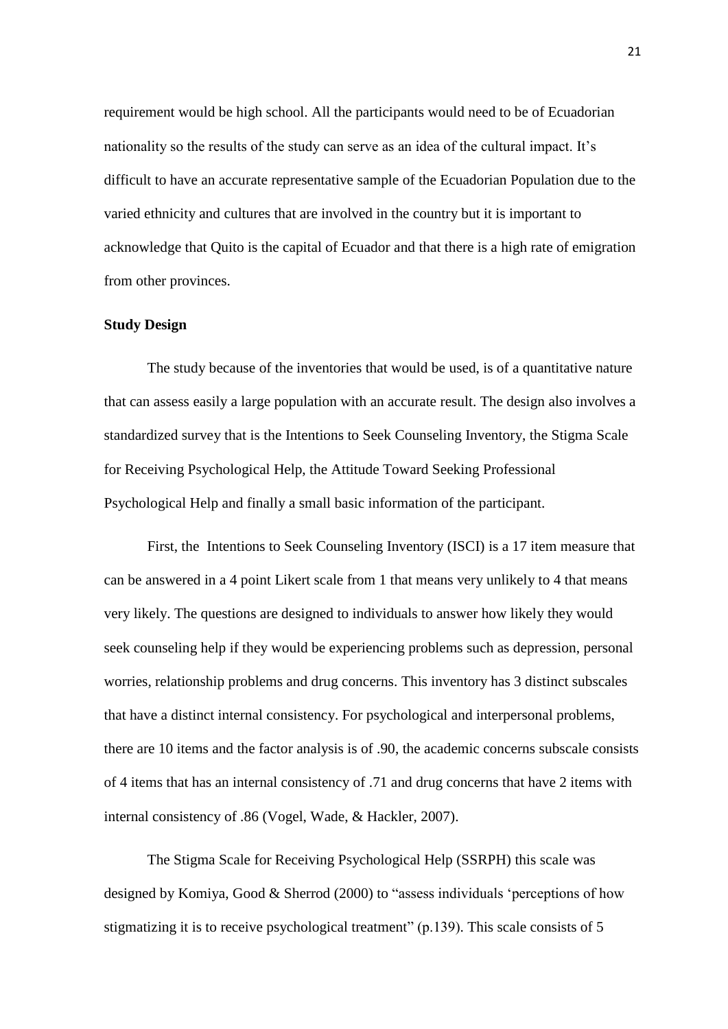requirement would be high school. All the participants would need to be of Ecuadorian nationality so the results of the study can serve as an idea of the cultural impact. It's difficult to have an accurate representative sample of the Ecuadorian Population due to the varied ethnicity and cultures that are involved in the country but it is important to acknowledge that Quito is the capital of Ecuador and that there is a high rate of emigration from other provinces.

**Study Design**

The study because of the inventories that would be used, is of a quantitative nature that can assess easily a large population with an accurate result. The design also involves a standardized survey that is the Intentions to Seek Counseling Inventory, the Stigma Scale for Receiving Psychological Help, the Attitude Toward Seeking Professional Psychological Help and finally a small basic information of the participant.

First, the Intentions to Seek Counseling Inventory (ISCI) is a 17 item measure that can be answered in a 4 point Likert scale from 1 that means very unlikely to 4 that means very likely. The questions are designed to individuals to answer how likely they would seek counseling help if they would be experiencing problems such as depression, personal worries, relationship problems and drug concerns. This inventory has 3 distinct subscales that have a distinct internal consistency. For psychological and interpersonal problems, there are 10 items and the factor analysis is of .90, the academic concerns subscale consists of 4 items that has an internal consistency of .71 and drug concerns that have 2 items with internal consistency of .86 (Vogel, Wade, & Hackler, 2007).

The Stigma Scale for Receiving Psychological Help (SSRPH) this scale was designed by Komiya, Good & Sherrod (2000) to "assess individuals 'perceptions of how stigmatizing it is to receive psychological treatment" (p.139). This scale consists of 5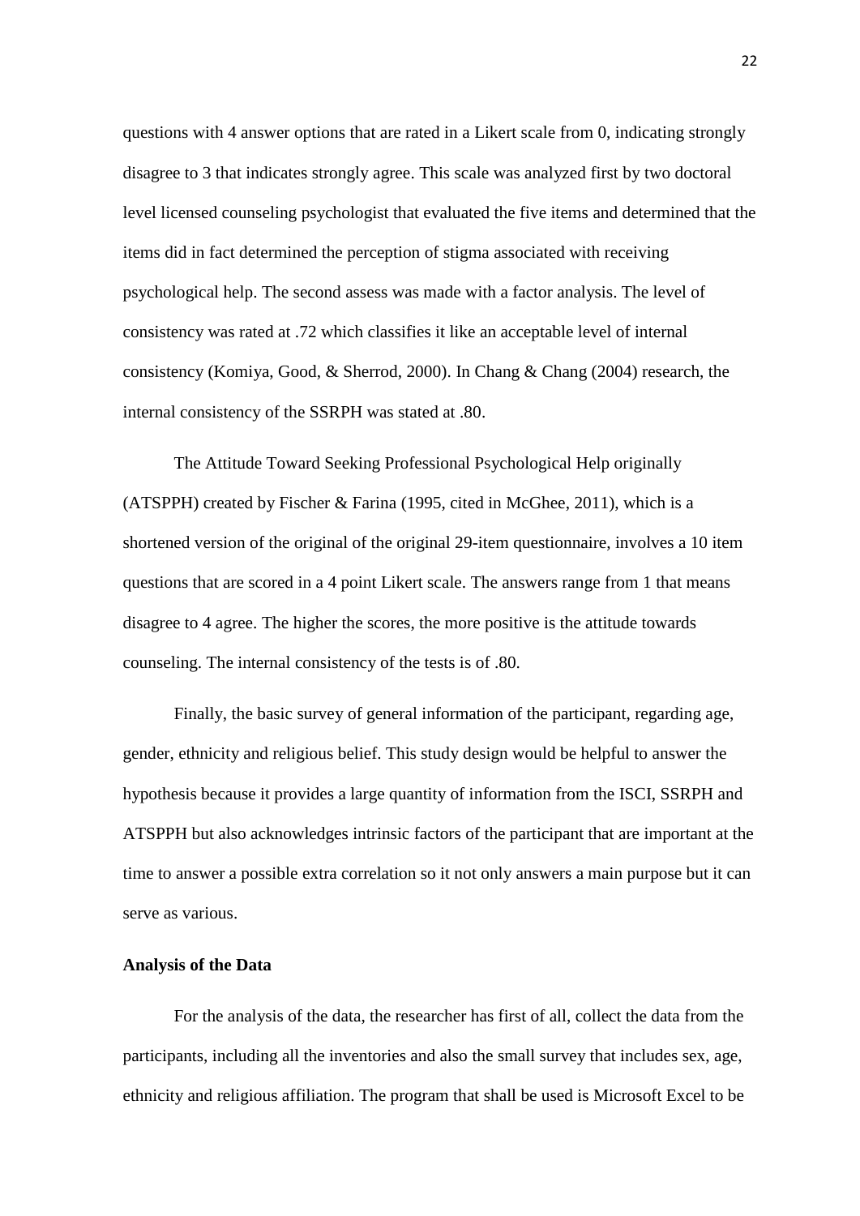questions with 4 answer options that are rated in a Likert scale from 0, indicating strongly disagree to 3 that indicates strongly agree. This scale was analyzed first by two doctoral level licensed counseling psychologist that evaluated the five items and determined that the items did in fact determined the perception of stigma associated with receiving psychological help. The second assess was made with a factor analysis. The level of consistency was rated at .72 which classifies it like an acceptable level of internal consistency (Komiya, Good, & Sherrod, 2000). In Chang & Chang (2004) research, the internal consistency of the SSRPH was stated at .80.

The Attitude Toward Seeking Professional Psychological Help originally (ATSPPH) created by Fischer & Farina (1995, cited in McGhee, 2011), which is a shortened version of the original of the original 29-item questionnaire, involves a 10 item questions that are scored in a 4 point Likert scale. The answers range from 1 that means disagree to 4 agree. The higher the scores, the more positive is the attitude towards counseling. The internal consistency of the tests is of .80.

Finally, the basic survey of general information of the participant, regarding age, gender, ethnicity and religious belief. This study design would be helpful to answer the hypothesis because it provides a large quantity of information from the ISCI, SSRPH and ATSPPH but also acknowledges intrinsic factors of the participant that are important at the time to answer a possible extra correlation so it not only answers a main purpose but it can serve as various.

**Analysis of the Data**

For the analysis of the data, the researcher has first of all, collect the data from the participants, including all the inventories and also the small survey that includes sex, age, ethnicity and religious affiliation. The program that shall be used is Microsoft Excel to be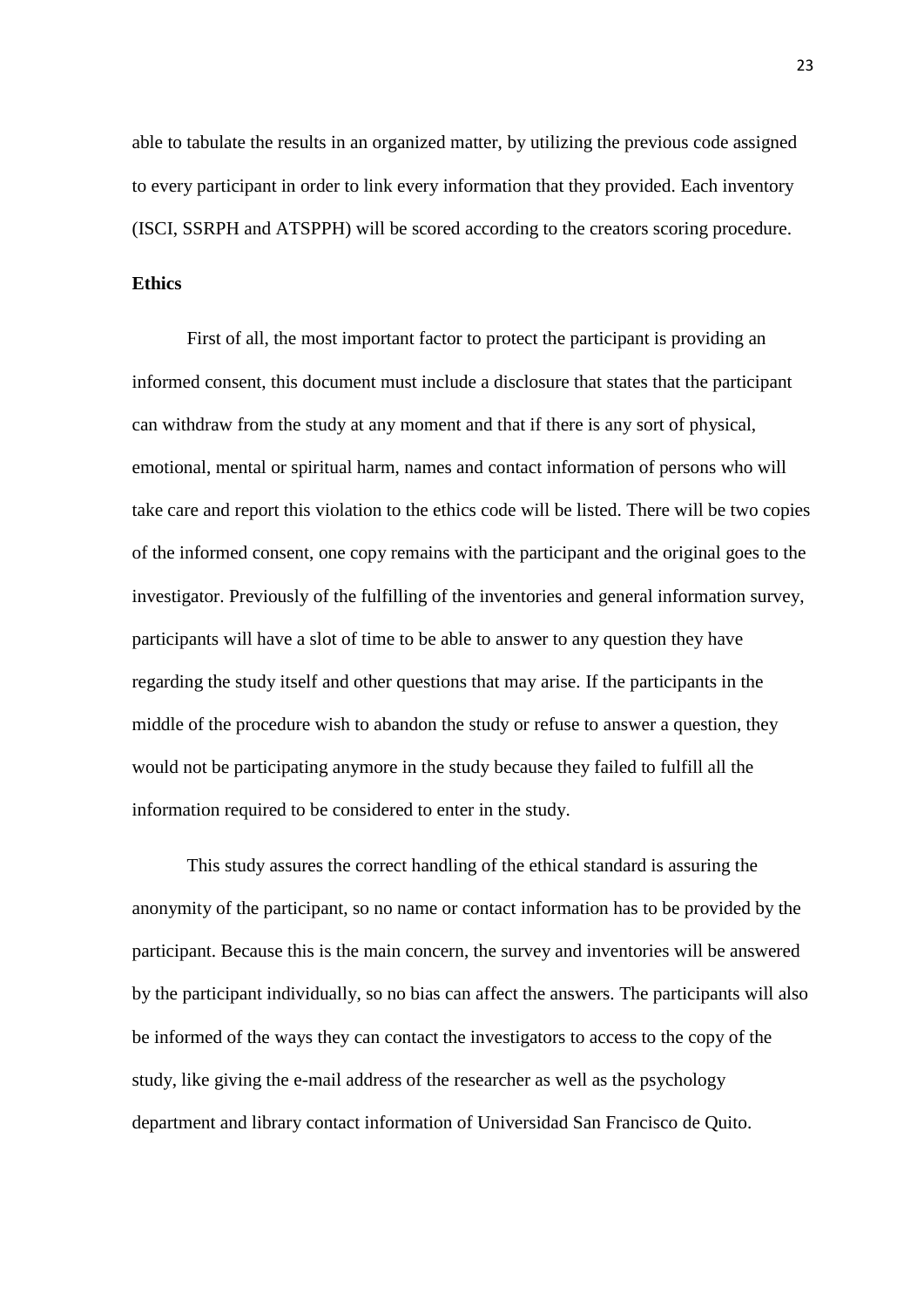able to tabulate the results in an organized matter, by utilizing the previous code assigned to every participant in order to link every information that they provided. Each inventory (ISCI, SSRPH and ATSPPH) will be scored according to the creators scoring procedure.

**Ethics**

First of all, the most important factor to protect the participant is providing an informed consent, this document must include a disclosure that states that the participant can withdraw from the study at any moment and that if there is any sort of physical, emotional, mental or spiritual harm, names and contact information of persons who will take care and report this violation to the ethics code will be listed. There will be two copies of the informed consent, one copy remains with the participant and the original goes to the investigator. Previously of the fulfilling of the inventories and general information survey, participants will have a slot of time to be able to answer to any question they have regarding the study itself and other questions that may arise. If the participants in the middle of the procedure wish to abandon the study or refuse to answer a question, they would not be participating anymore in the study because they failed to fulfill all the information required to be considered to enter in the study.

This study assures the correct handling of the ethical standard is assuring the anonymity of the participant, so no name or contact information has to be provided by the participant. Because this is the main concern, the survey and inventories will be answered by the participant individually, so no bias can affect the answers. The participants will also be informed of the ways they can contact the investigators to access to the copy of the study, like giving the e-mail address of the researcher as well as the psychology department and library contact information of Universidad San Francisco de Quito.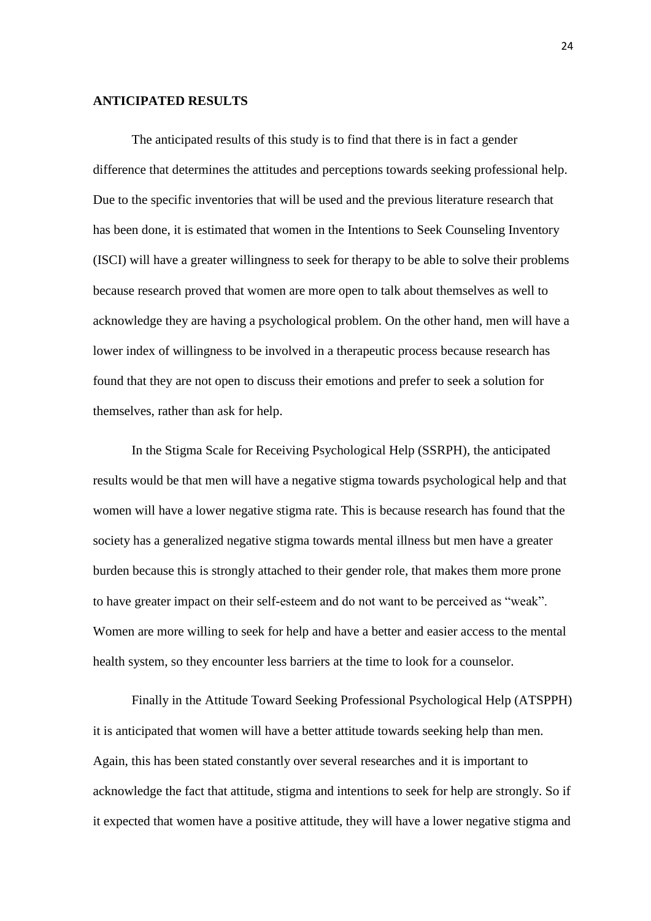**ANTICIPATED RESULTS**

The anticipated results of this study is to find that there is in fact a gender difference that determines the attitudes and perceptions towards seeking professional help. Due to the specific inventories that will be used and the previous literature research that has been done, it is estimated that women in the Intentions to Seek Counseling Inventory (ISCI) will have a greater willingness to seek for therapy to be able to solve their problems because research proved that women are more open to talk about themselves as well to acknowledge they are having a psychological problem. On the other hand, men will have a lower index of willingness to be involved in a therapeutic process because research has found that they are not open to discuss their emotions and prefer to seek a solution for themselves, rather than ask for help.

In the Stigma Scale for Receiving Psychological Help (SSRPH), the anticipated results would be that men will have a negative stigma towards psychological help and that women will have a lower negative stigma rate. This is because research has found that the society has a generalized negative stigma towards mental illness but men have a greater burden because this is strongly attached to their gender role, that makes them more prone to have greater impact on their self-esteem and do not want to be perceived as "weak". Women are more willing to seek for help and have a better and easier access to the mental health system, so they encounter less barriers at the time to look for a counselor.

Finally in the Attitude Toward Seeking Professional Psychological Help (ATSPPH) it is anticipated that women will have a better attitude towards seeking help than men. Again, this has been stated constantly over several researches and it is important to acknowledge the fact that attitude, stigma and intentions to seek for help are strongly. So if it expected that women have a positive attitude, they will have a lower negative stigma and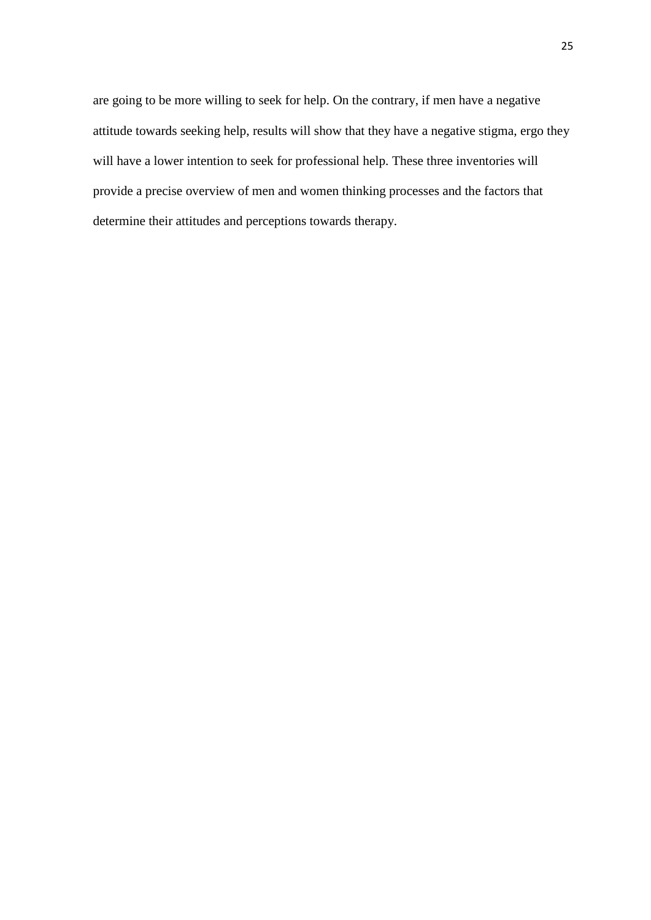are going to be more willing to seek for help. On the contrary, if men have a negative attitude towards seeking help, results will show that they have a negative stigma, ergo they will have a lower intention to seek for professional help. These three inventories will provide a precise overview of men and women thinking processes and the factors that determine their attitudes and perceptions towards therapy.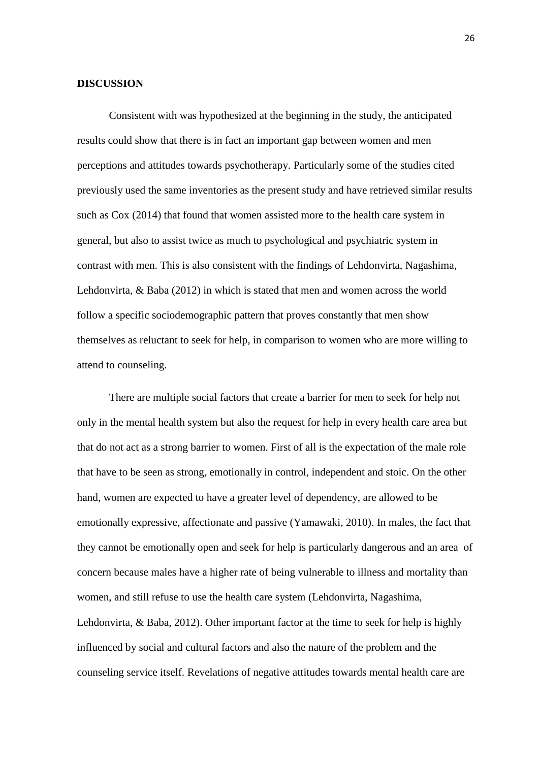**DISCUSSION**

Consistent with was hypothesized at the beginning in the study, the anticipated results could show that there is in fact an important gap between women and men perceptions and attitudes towards psychotherapy. Particularly some of the studies cited previously used the same inventories as the present study and have retrieved similar results such as Cox (2014) that found that women assisted more to the health care system in general, but also to assist twice as much to psychological and psychiatric system in contrast with men. This is also consistent with the findings of Lehdonvirta, Nagashima, Lehdonvirta, & Baba (2012) in which is stated that men and women across the world follow a specific sociodemographic pattern that proves constantly that men show themselves as reluctant to seek for help, in comparison to women who are more willing to attend to counseling.

There are multiple social factors that create a barrier for men to seek for help not only in the mental health system but also the request for help in every health care area but that do not act as a strong barrier to women. First of all is the expectation of the male role that have to be seen as strong, emotionally in control, independent and stoic. On the other hand, women are expected to have a greater level of dependency, are allowed to be emotionally expressive, affectionate and passive (Yamawaki, 2010). In males, the fact that they cannot be emotionally open and seek for help is particularly dangerous and an area of concern because males have a higher rate of being vulnerable to illness and mortality than women, and still refuse to use the health care system (Lehdonvirta, Nagashima, Lehdonvirta, & Baba, 2012). Other important factor at the time to seek for help is highly influenced by social and cultural factors and also the nature of the problem and the counseling service itself. Revelations of negative attitudes towards mental health care are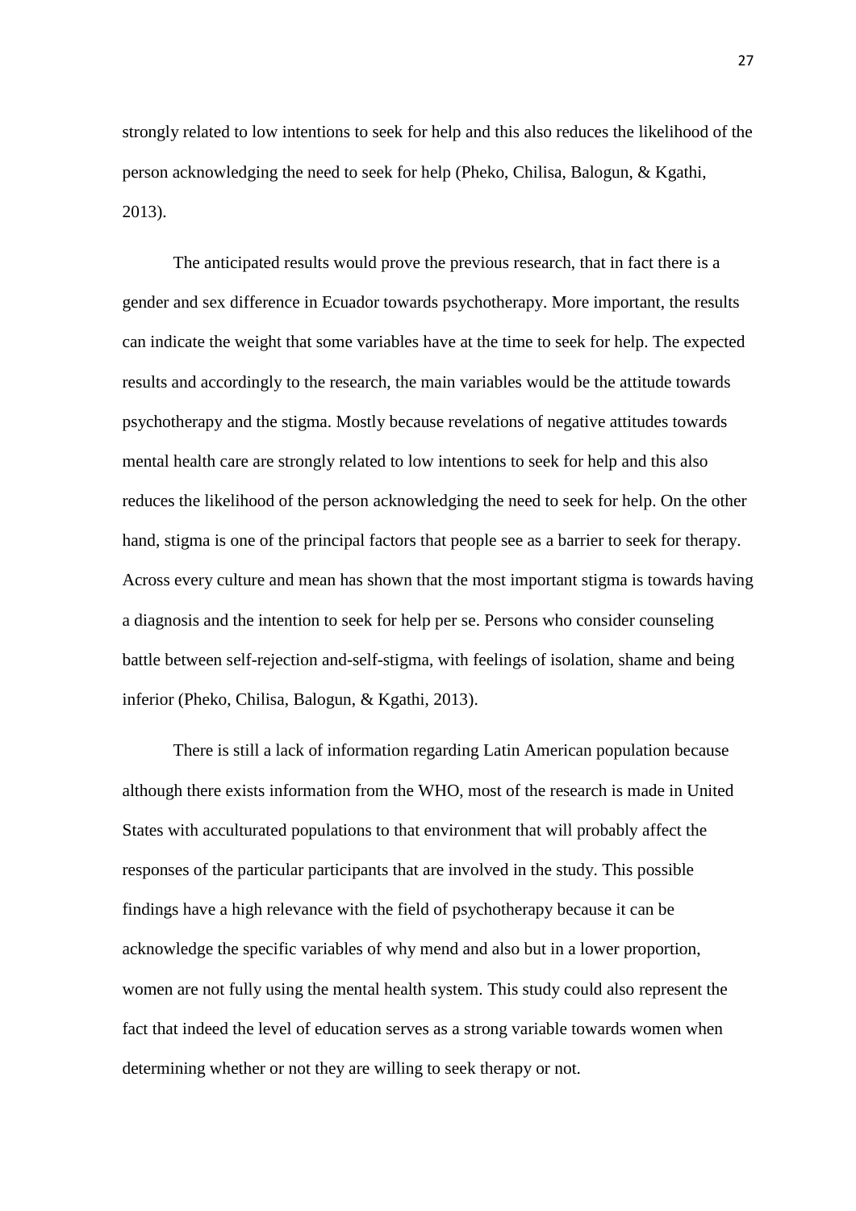strongly related to low intentions to seek for help and this also reduces the likelihood of the person acknowledging the need to seek for help (Pheko, Chilisa, Balogun, & Kgathi, 2013).

The anticipated results would prove the previous research, that in fact there is a gender and sex difference in Ecuador towards psychotherapy. More important, the results can indicate the weight that some variables have at the time to seek for help. The expected results and accordingly to the research, the main variables would be the attitude towards psychotherapy and the stigma. Mostly because revelations of negative attitudes towards mental health care are strongly related to low intentions to seek for help and this also reduces the likelihood of the person acknowledging the need to seek for help. On the other hand, stigma is one of the principal factors that people see as a barrier to seek for therapy. Across every culture and mean has shown that the most important stigma is towards having a diagnosis and the intention to seek for help per se. Persons who consider counseling battle between self-rejection and-self-stigma, with feelings of isolation, shame and being inferior (Pheko, Chilisa, Balogun, & Kgathi, 2013).

There is still a lack of information regarding Latin American population because although there exists information from the WHO, most of the research is made in United States with acculturated populations to that environment that will probably affect the responses of the particular participants that are involved in the study. This possible findings have a high relevance with the field of psychotherapy because it can be acknowledge the specific variables of why mend and also but in a lower proportion, women are not fully using the mental health system. This study could also represent the fact that indeed the level of education serves as a strong variable towards women when determining whether or not they are willing to seek therapy or not.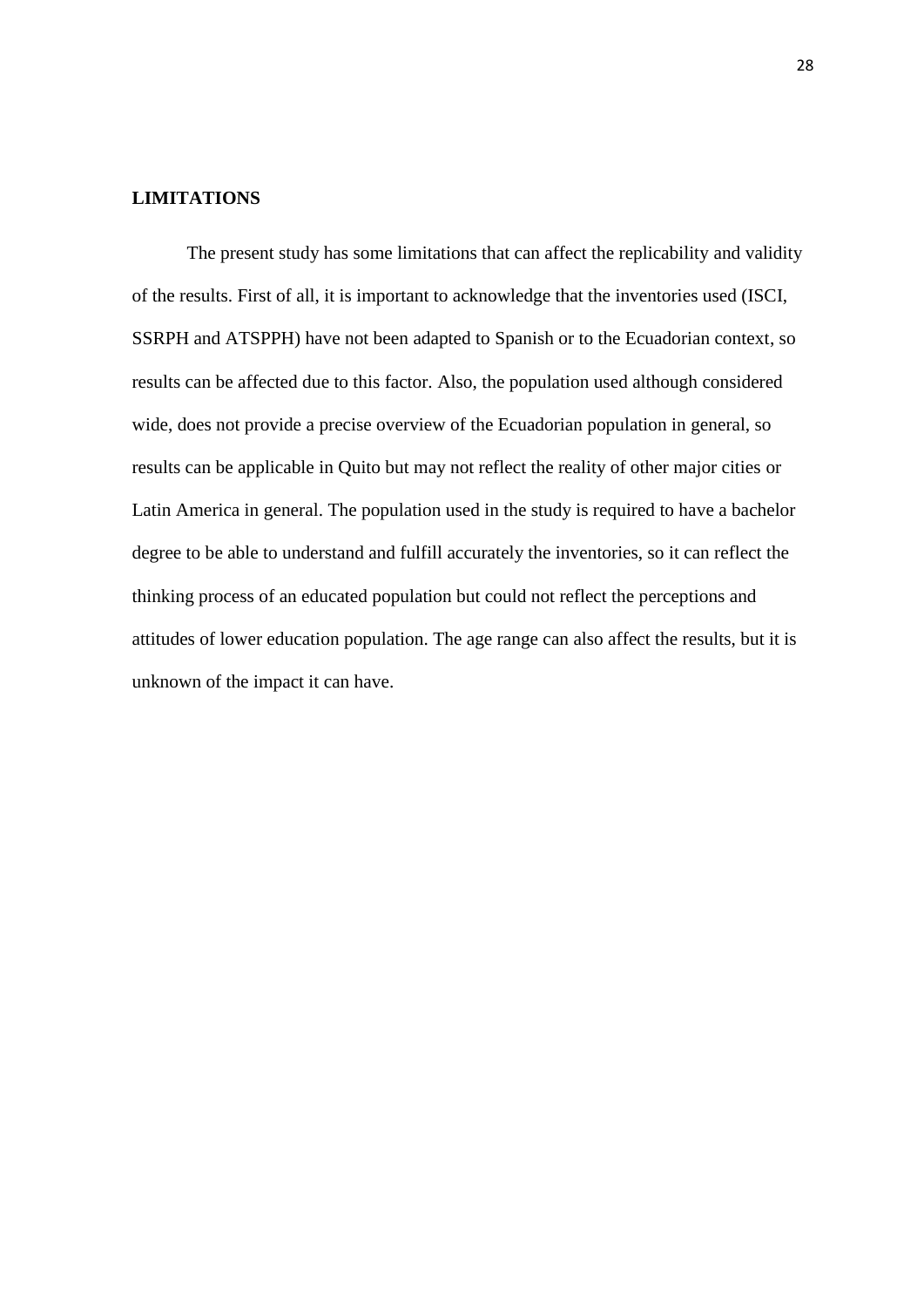## LIMITATIONS

The present study has some limitations that can affect the replicability and validity of the results. First of all, it is important to acknowledge that the inventories used (ISCI, SSRPH and ATSPPH) have not been adapted to Spanish or to the Ecuadorian context, so results can be affected due to this factor. Also, the population used although considered wide, does not provide a precise overview of the Ecuadorian population in general, so results can be applicable in Quito but may not reflect the reality of other major cities or Latin America in general. The population used in the study is required to have a bachelor degree to be able to understand and fulfill accurately the inventories, so it can reflect the thinking process of an educated population but could not reflect the perceptions and attitudes of lower education population. The age range can also affect the results, but it is unknown of the impact it can have.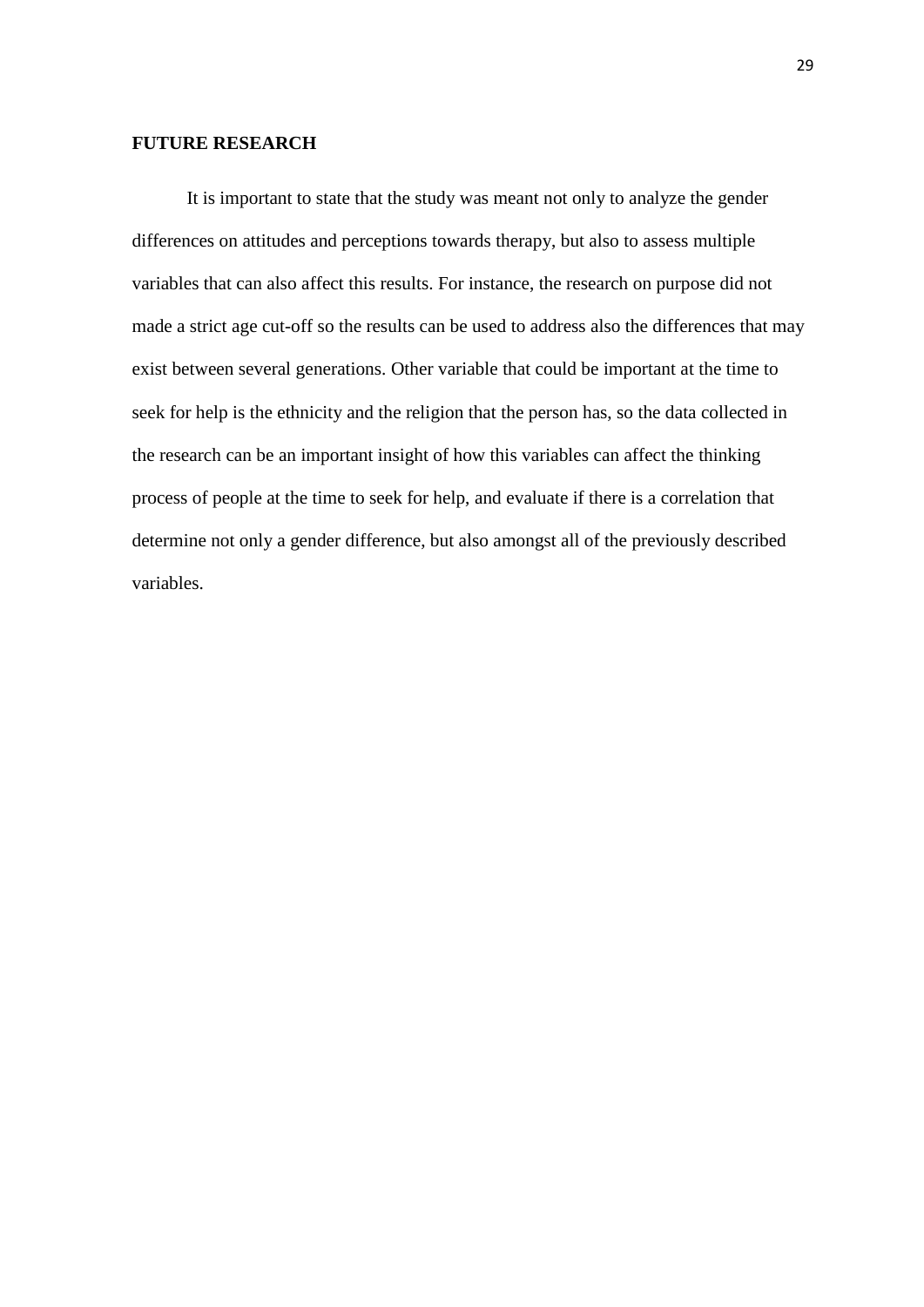**FUTURE RESEARCH**

It is important to state that the study was meant not only to analyze the gender differences on attitudes and perceptions towards therapy, but also to assess multiple variables that can also affect this results. For instance, the research on purpose did not made a strict age cut-off so the results can be used to address also the differences that may exist between several generations. Other variable that could be important at the time to seek for help is the ethnicity and the religion that the person has, so the data collected in the research can be an important insight of how this variables can affect the thinking process of people at the time to seek for help, and evaluate if there is a correlation that determine not only a gender difference, but also amongst all of the previously described variables.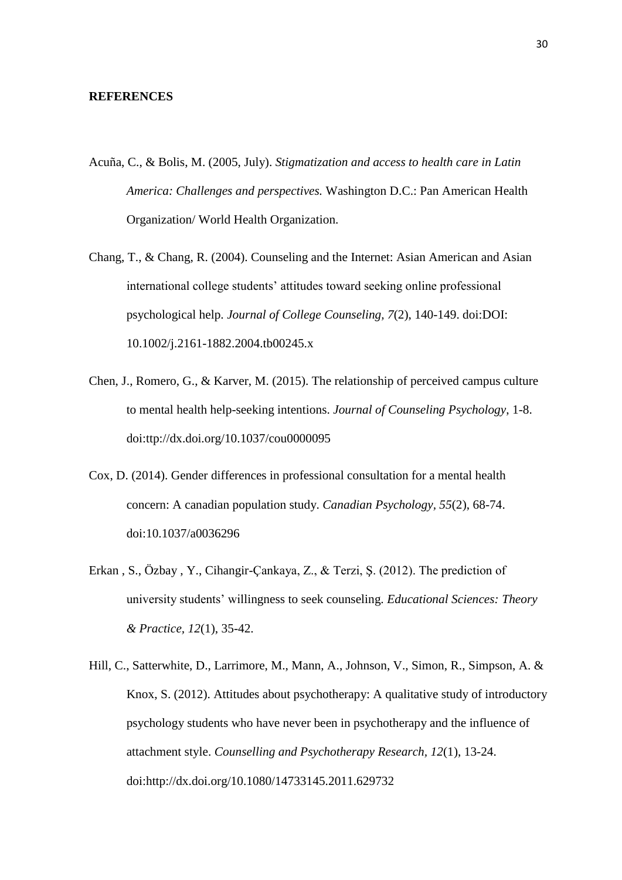**REFERENCES**

Acuña, C., & Bolis, M. (2005, July). *Stigmatization and access to health care in Latin America: Challenges and perspectives.* Washington D.C.: Pan American Health Organization/ World Health Organization.

Chang, T., & Chang, R. (2004). Counseling and the Internet: Asian American and Asian international college students' attitudes toward seeking online professional psychological help. *Journal of College Counseling, 7*(2), 140-149. doi:DOI: 10.1002/j.2161-1882.2004.tb00245.x

Chen, J., Romero, G., & Karver, M. (2015). The relationship of perceived campus culture to mental health help-seeking intentions. *Journal of Counseling Psychology*, 1-8. doi:ttp://dx.doi.org/10.1037/cou0000095

Cox, D. (2014). Gender differences in professional consultation for a mental health concern: A canadian population study. *Canadian Psychology, 55*(2), 68-74. doi:10.1037/a0036296

Erkan , S., Özbay , Y., Cihangir-Çankaya, Z., & Terzi, Ş. (2012). The prediction of university students' willingness to seek counseling. *Educational Sciences: Theory & Practice, 12*(1), 35-42.

Hill, C., Satterwhite, D., Larrimore, M., Mann, A., Johnson, V., Simon, R., Simpson, A. & Knox, S. (2012). Attitudes about psychotherapy: A qualitative study of introductory psychology students who have never been in psychotherapy and the influence of attachment style. *Counselling and Psychotherapy Research, 12*(1), 13-24. doi:http://dx.doi.org/10.1080/14733145.2011.629732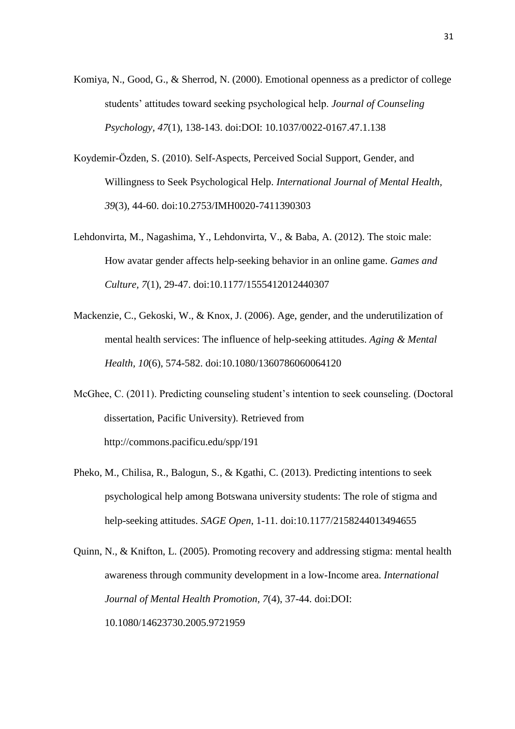Komiya, N., Good, G., & Sherrod, N. (2000). Emotional openness as a predictor of college students' attitudes toward seeking psychological help. *Journal of Counseling Psychology, 47*(1), 138-143. doi:DOI: 10.1037/0022-0167.47.1.138

Koydemir-Özden, S. (2010). Self-Aspects, Perceived Social Support, Gender, and Willingness to Seek Psychological Help. *International Journal of Mental Health, 39*(3), 44-60. doi:10.2753/IMH0020-7411390303

Lehdonvirta, M., Nagashima, Y., Lehdonvirta, V., & Baba, A. (2012). The stoic male: How avatar gender affects help-seeking behavior in an online game. *Games and Culture, 7*(1), 29-47. doi:10.1177/1555412012440307

Mackenzie, C., Gekoski, W., & Knox, J. (2006). Age, gender, and the underutilization of mental health services: The influence of help-seeking attitudes. *Aging & Mental Health, 10*(6), 574-582. doi:10.1080/1360786060064120

McGhee, C. (2011). Predicting counseling student's intention to seek counseling. (Doctoral dissertation, Pacific University). Retrieved from http://commons.pacificu.edu/spp/191

Pheko, M., Chilisa, R., Balogun, S., & Kgathi, C. (2013). Predicting intentions to seek psychological help among Botswana university students: The role of stigma and help-seeking attitudes. *SAGE Open*, 1-11. doi:10.1177/2158244013494655

Quinn, N., & Knifton, L. (2005). Promoting recovery and addressing stigma: mental health awareness through community development in a low-Income area. *International Journal of Mental Health Promotion, 7*(4), 37-44. doi:DOI: 10.1080/14623730.2005.9721959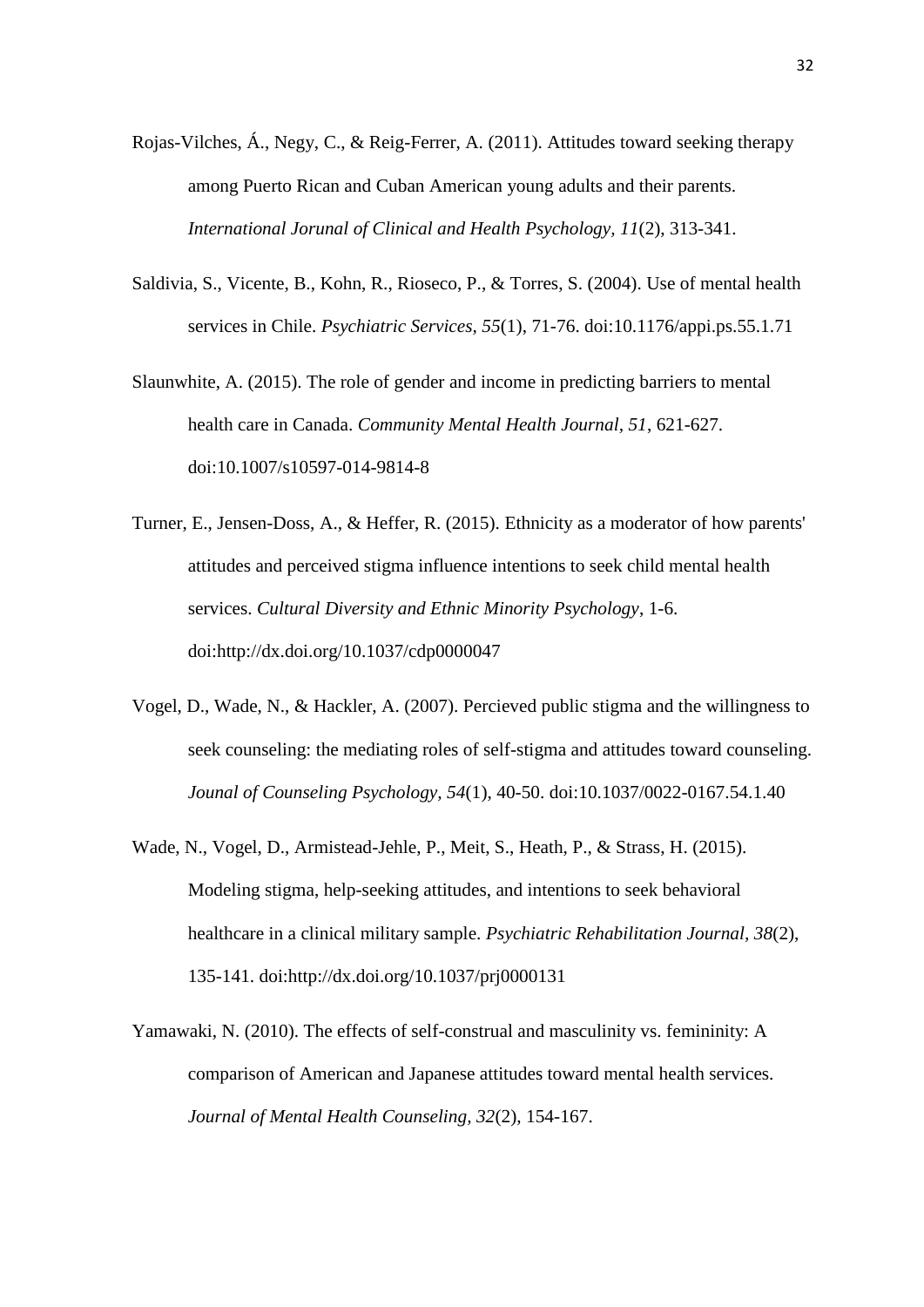Rojas-Vilches, Á., Negy, C., & Reig-Ferrer, A. (2011). Attitudes toward seeking therapy among Puerto Rican and Cuban American young adults and their parents. *International Jorunal of Clinical and Health Psychology, 11*(2), 313-341.

Saldivia, S., Vicente, B., Kohn, R., Rioseco, P., & Torres, S. (2004). Use of mental health services in Chile. *Psychiatric Services, 55*(1), 71-76. doi:10.1176/appi.ps.55.1.71

Slaunwhite, A. (2015). The role of gender and income in predicting barriers to mental health care in Canada. *Community Mental Health Journal, 51*, 621-627. doi:10.1007/s10597-014-9814-8

Turner, E., Jensen-Doss, A., & Heffer, R. (2015). Ethnicity as a moderator of how parents' attitudes and perceived stigma influence intentions to seek child mental health services. *Cultural Diversity and Ethnic Minority Psychology*, 1-6. doi:http://dx.doi.org/10.1037/cdp0000047

Vogel, D., Wade, N., & Hackler, A. (2007). Percieved public stigma and the willingness to seek counseling: the mediating roles of self-stigma and attitudes toward counseling. *Jounal of Counseling Psychology, 54*(1), 40-50. doi:10.1037/0022-0167.54.1.40

Wade, N., Vogel, D., Armistead-Jehle, P., Meit, S., Heath, P., & Strass, H. (2015). Modeling stigma, help-seeking attitudes, and intentions to seek behavioral healthcare in a clinical military sample. *Psychiatric Rehabilitation Journal, 38*(2), 135-141. doi:http://dx.doi.org/10.1037/prj0000131

Yamawaki, N. (2010). The effects of self-construal and masculinity vs. femininity: A comparison of American and Japanese attitudes toward mental health services. *Journal of Mental Health Counseling, 32*(2), 154-167.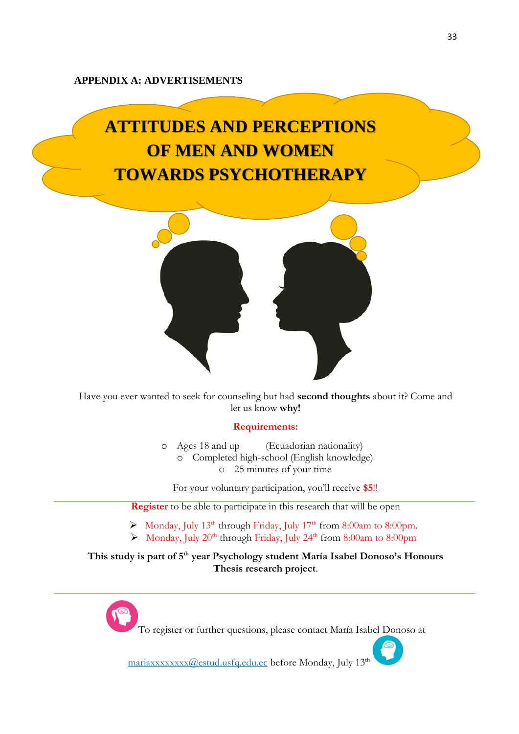## APPENDIX A: ADVERTISEMENTS

# ATTITUDES AND PERCEPTIONS OF MEN AND WOMEN TOWARDS PSYCHOTHERAPY

Have you ever wanted to seek for counseling but had **second thoughts** about it? Come and let us know **why!**

**Requirements:**

- Ages 18 and up (Ecuadorian nationality)
- Completed high-school (English knowledge)
- 25 minutes of your time

For your voluntary participation, you'll receive **$5**!!

**Register** to be able to participate in this research that will be open

- Monday, July 13th through Friday, July 17th from 8:00am to 8:00pm.
- Monday, July 20th through Friday, July 24th from 8:00am to 8:00pm

**This study is part of 5th year Psychology student María Isabel Donoso's Honours Thesis research project**.

To register or further questions, please contact María Isabel Donoso at mariaxxxxxxxxx@estud.usfq.edu.ec before Monday, July 13th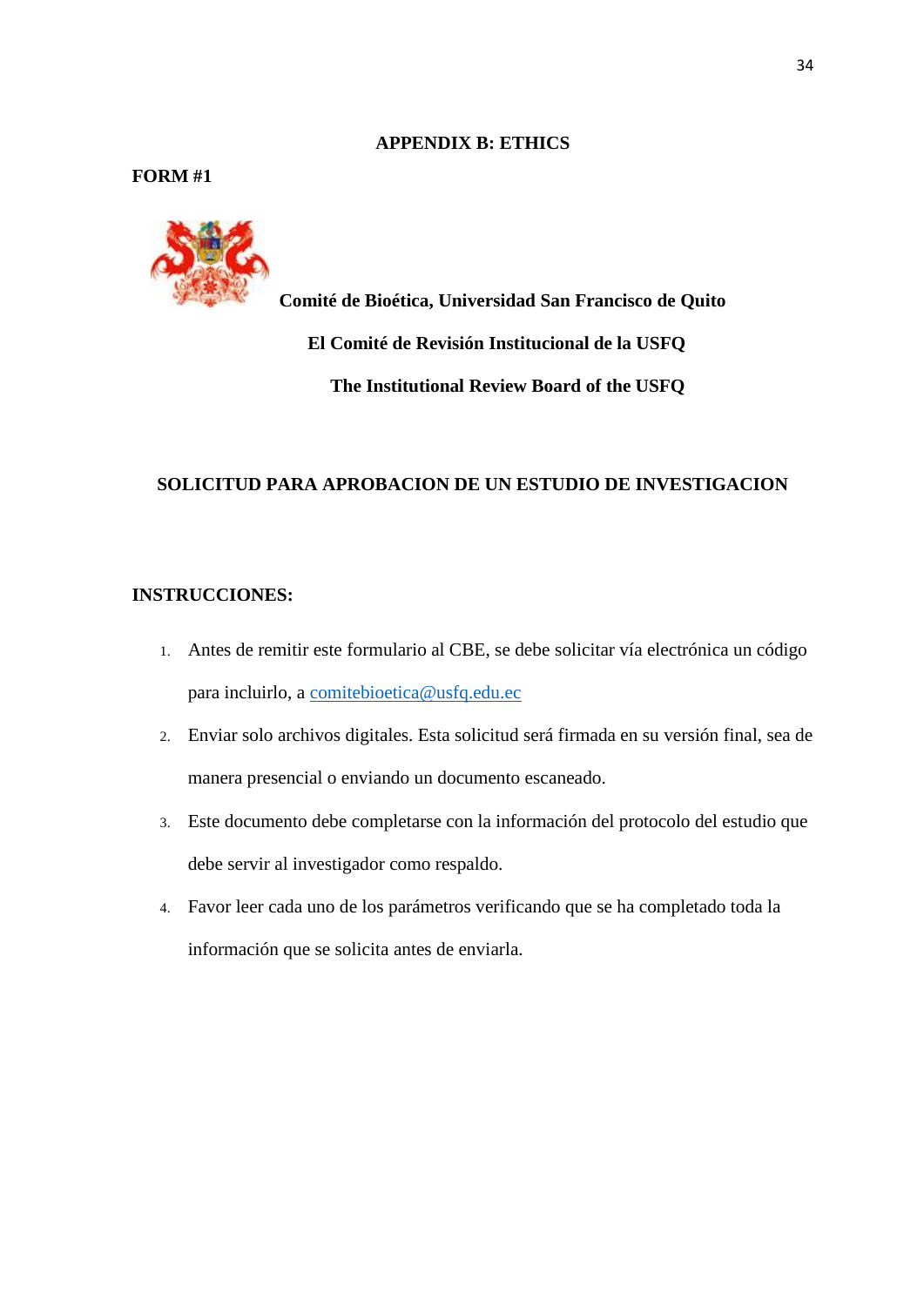# APPENDIX B: ETHICS

**FORM #1**

**Comité de Bioética, Universidad San Francisco de Quito**

**El Comité de Revisión Institucional de la USFQ**

**The Institutional Review Board of the USFQ**

## SOLICITUD PARA APROBACION DE UN ESTUDIO DE INVESTIGACION

**INSTRUCCIONES:**

1. Antes de remitir este formulario al CBE, se debe solicitar vía electrónica un código para incluirlo, a comitebioetica@usfq.edu.ec
2. Enviar solo archivos digitales. Esta solicitud será firmada en su versión final, sea de manera presencial o enviando un documento escaneado.
3. Este documento debe completarse con la información del protocolo del estudio que debe servir al investigador como respaldo.
4. Favor leer cada uno de los parámetros verificando que se ha completado toda la información que se solicita antes de enviarla.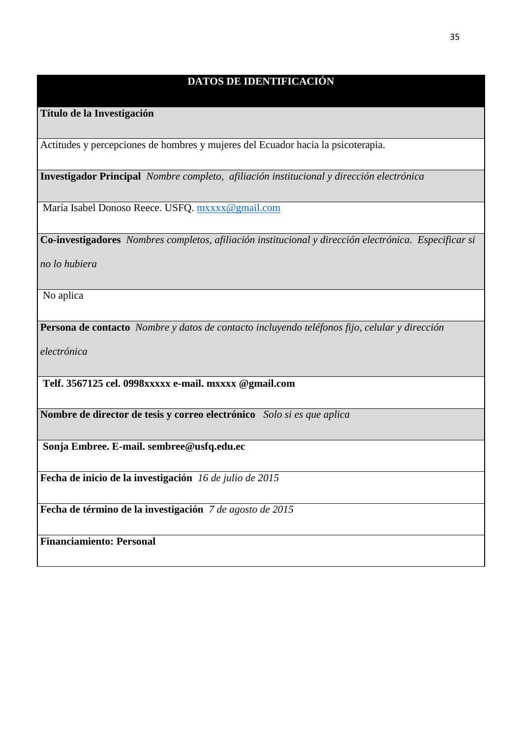| DATOS DE IDENTIFICACIÓN |
|---|
| **Título de la Investigación** |
| Actitudes y percepciones de hombres y mujeres del Ecuador hacia la psicoterapia. |
| **Investigador Principal** *Nombre completo, afiliación institucional y dirección electrónica* |
| María Isabel Donoso Reece. USFQ. mxxxx@gmail.com |
| **Co-investigadores** *Nombres completos, afiliación institucional y dirección electrónica. Especificar si no lo hubiera* |
| No aplica |
| **Persona de contacto** *Nombre y datos de contacto incluyendo teléfonos fijo, celular y dirección electrónica* |
| **Telf. 3567125 cel. 0998xxxxx e-mail. mxxxx @gmail.com** |
| **Nombre de director de tesis y correo electrónico** *Solo si es que aplica* |
| **Sonja Embree. E-mail. sembree@usfq.edu.ec** |
| **Fecha de inicio de la investigación** *16 de julio de 2015* |
| **Fecha de término de la investigación** *7 de agosto de 2015* |
| **Financiamiento: Personal** |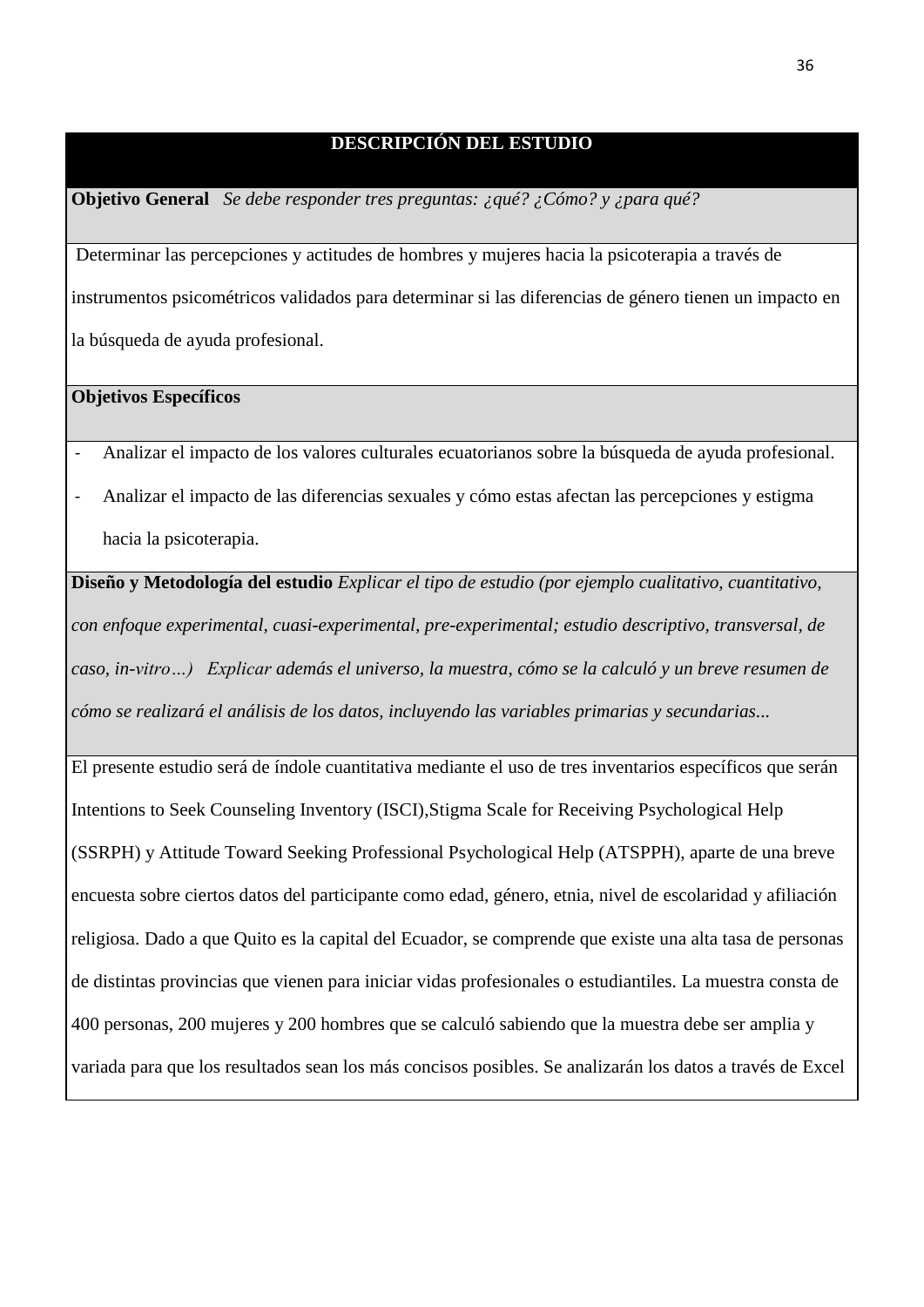| DESCRIPCIÓN DEL ESTUDIO |
| --- |
| **Objetivo General** *Se debe responder tres preguntas: ¿qué? ¿Cómo? y ¿para qué?* |
| Determinar las percepciones y actitudes de hombres y mujeres hacia la psicoterapia a través de instrumentos psicométricos validados para determinar si las diferencias de género tienen un impacto en la búsqueda de ayuda profesional. |
| **Objetivos Específicos** |
| - Analizar el impacto de los valores culturales ecuatorianos sobre la búsqueda de ayuda profesional.<br>- Analizar el impacto de las diferencias sexuales y cómo estas afectan las percepciones y estigma hacia la psicoterapia. |
| **Diseño y Metodología del estudio** *Explicar el tipo de estudio (por ejemplo cualitativo, cuantitativo, con enfoque experimental, cuasi-experimental, pre-experimental; estudio descriptivo, transversal, de caso, in-vitro…) Explicar además el universo, la muestra, cómo se la calculó y un breve resumen de cómo se realizará el análisis de los datos, incluyendo las variables primarias y secundarias...* |
| El presente estudio será de índole cuantitativa mediante el uso de tres inventarios específicos que serán Intentions to Seek Counseling Inventory (ISCI),Stigma Scale for Receiving Psychological Help (SSRPH) y Attitude Toward Seeking Professional Psychological Help (ATSPPH), aparte de una breve encuesta sobre ciertos datos del participante como edad, género, etnia, nivel de escolaridad y afiliación religiosa. Dado a que Quito es la capital del Ecuador, se comprende que existe una alta tasa de personas de distintas provincias que vienen para iniciar vidas profesionales o estudiantiles. La muestra consta de 400 personas, 200 mujeres y 200 hombres que se calculó sabiendo que la muestra debe ser amplia y variada para que los resultados sean los más concisos posibles. Se analizarán los datos a través de Excel |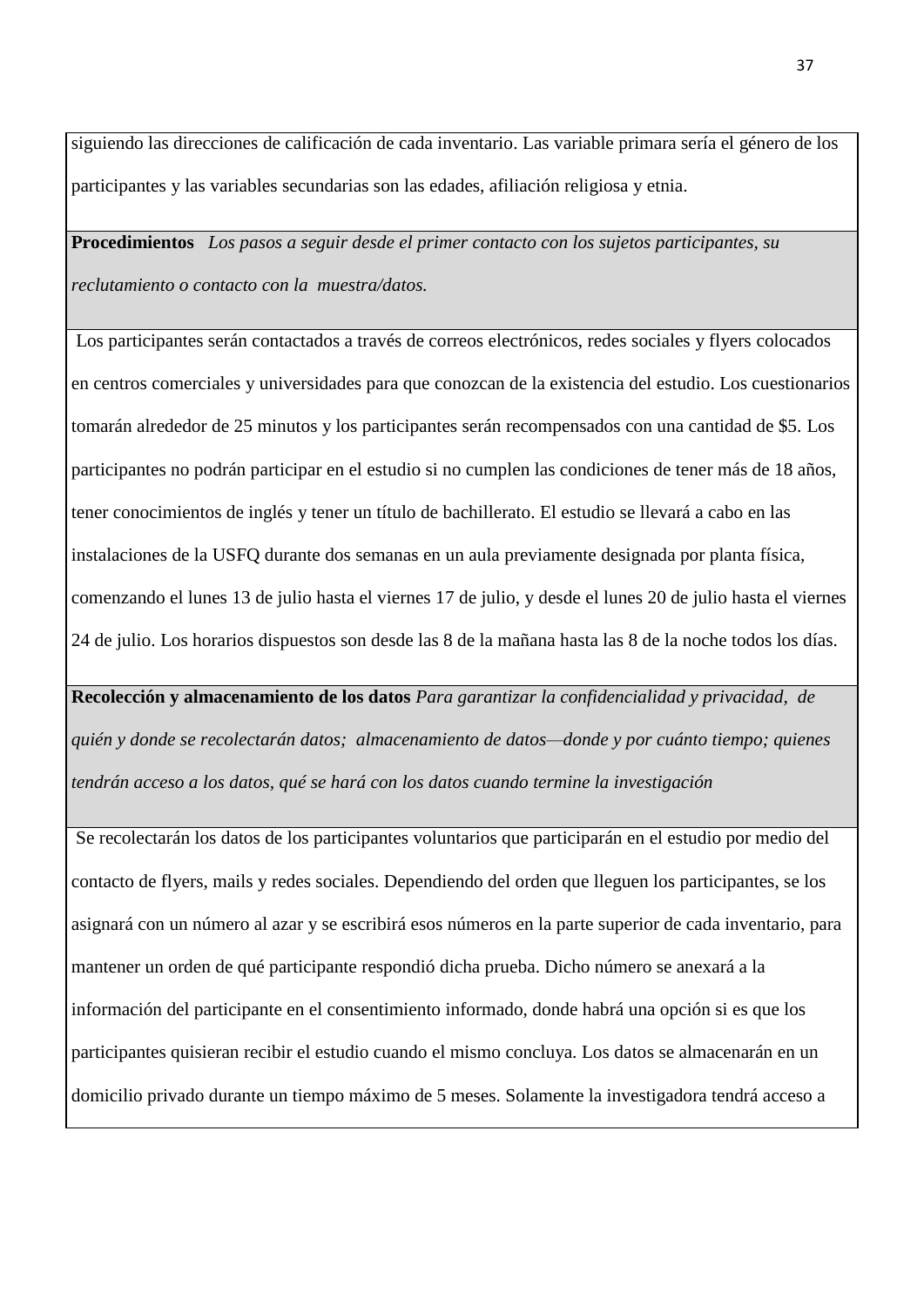| siguiendo las direcciones de calificación de cada inventario. Las variable primara sería el género de los participantes y las variables secundarias son las edades, afiliación religiosa y etnia. |
| --- |
| **Procedimientos** *Los pasos a seguir desde el primer contacto con los sujetos participantes, su reclutamiento o contacto con la muestra/datos.* |
| Los participantes serán contactados a través de correos electrónicos, redes sociales y flyers colocados en centros comerciales y universidades para que conozcan de la existencia del estudio. Los cuestionarios tomarán alrededor de 25 minutos y los participantes serán recompensados con una cantidad de $5. Los participantes no podrán participar en el estudio si no cumplen las condiciones de tener más de 18 años, tener conocimientos de inglés y tener un título de bachillerato. El estudio se llevará a cabo en las instalaciones de la USFQ durante dos semanas en un aula previamente designada por planta física, comenzando el lunes 13 de julio hasta el viernes 17 de julio, y desde el lunes 20 de julio hasta el viernes 24 de julio. Los horarios dispuestos son desde las 8 de la mañana hasta las 8 de la noche todos los días. |
| **Recolección y almacenamiento de los datos** *Para garantizar la confidencialidad y privacidad, de quién y donde se recolectarán datos; almacenamiento de datos—donde y por cuánto tiempo; quienes tendrán acceso a los datos, qué se hará con los datos cuando termine la investigación* |
| Se recolectarán los datos de los participantes voluntarios que participarán en el estudio por medio del contacto de flyers, mails y redes sociales. Dependiendo del orden que lleguen los participantes, se los asignará con un número al azar y se escribirá esos números en la parte superior de cada inventario, para mantener un orden de qué participante respondió dicha prueba. Dicho número se anexará a la información del participante en el consentimiento informado, donde habrá una opción si es que los participantes quisieran recibir el estudio cuando el mismo concluya. Los datos se almacenarán en un domicilio privado durante un tiempo máximo de 5 meses. Solamente la investigadora tendrá acceso a |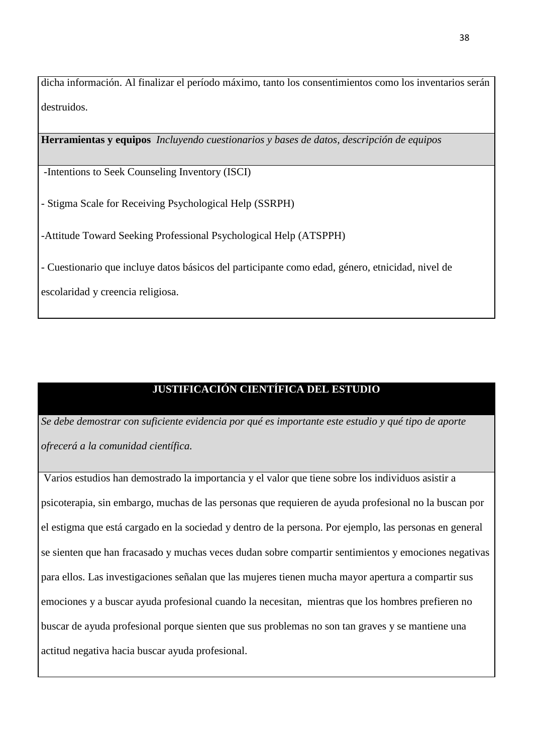dicha información. Al finalizar el período máximo, tanto los consentimientos como los inventarios serán destruidos.

**Herramientas y equipos** *Incluyendo cuestionarios y bases de datos, descripción de equipos*

-Intentions to Seek Counseling Inventory (ISCI)

- Stigma Scale for Receiving Psychological Help (SSRPH)

-Attitude Toward Seeking Professional Psychological Help (ATSPPH)

- Cuestionario que incluye datos básicos del participante como edad, género, etnicidad, nivel de escolaridad y creencia religiosa.

## JUSTIFICACIÓN CIENTÍFICA DEL ESTUDIO

*Se debe demostrar con suficiente evidencia por qué es importante este estudio y qué tipo de aporte ofrecerá a la comunidad científica.*

Varios estudios han demostrado la importancia y el valor que tiene sobre los individuos asistir a psicoterapia, sin embargo, muchas de las personas que requieren de ayuda profesional no la buscan por el estigma que está cargado en la sociedad y dentro de la persona. Por ejemplo, las personas en general se sienten que han fracasado y muchas veces dudan sobre compartir sentimientos y emociones negativas para ellos. Las investigaciones señalan que las mujeres tienen mucha mayor apertura a compartir sus emociones y a buscar ayuda profesional cuando la necesitan, mientras que los hombres prefieren no buscar de ayuda profesional porque sienten que sus problemas no son tan graves y se mantiene una actitud negativa hacia buscar ayuda profesional.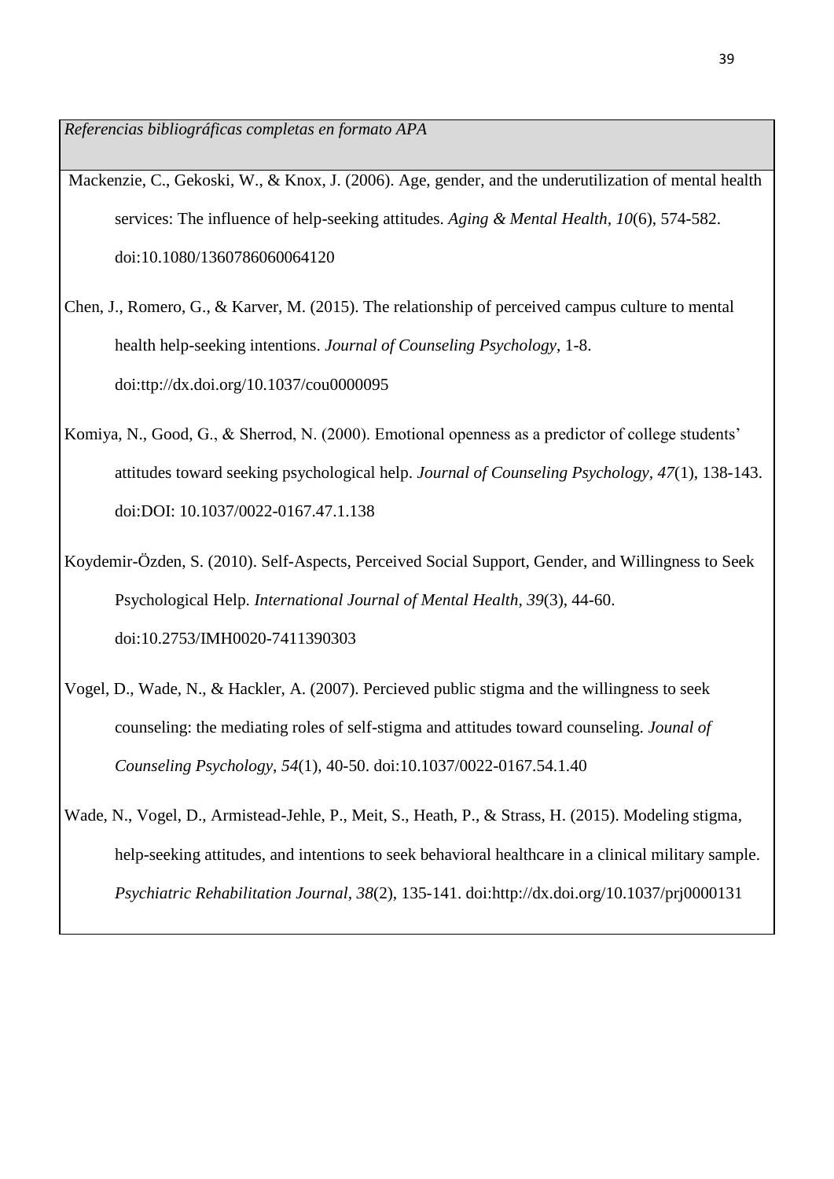| *Referencias bibliográficas completas en formato APA* |
| --- |
| Mackenzie, C., Gekoski, W., & Knox, J. (2006). Age, gender, and the underutilization of mental health services: The influence of help-seeking attitudes. *Aging & Mental Health, 10*(6), 574-582. doi:10.1080/1360786060064120 |
| Chen, J., Romero, G., & Karver, M. (2015). The relationship of perceived campus culture to mental health help-seeking intentions. *Journal of Counseling Psychology*, 1-8. doi:ttp://dx.doi.org/10.1037/cou0000095 |
| Komiya, N., Good, G., & Sherrod, N. (2000). Emotional openness as a predictor of college students' attitudes toward seeking psychological help. *Journal of Counseling Psychology, 47*(1), 138-143. doi:DOI: 10.1037/0022-0167.47.1.138 |
| Koydemir-Özden, S. (2010). Self-Aspects, Perceived Social Support, Gender, and Willingness to Seek Psychological Help. *International Journal of Mental Health, 39*(3), 44-60. doi:10.2753/IMH0020-7411390303 |
| Vogel, D., Wade, N., & Hackler, A. (2007). Percieved public stigma and the willingness to seek counseling: the mediating roles of self-stigma and attitudes toward counseling. *Jounal of Counseling Psychology, 54*(1), 40-50. doi:10.1037/0022-0167.54.1.40 |
| Wade, N., Vogel, D., Armistead-Jehle, P., Meit, S., Heath, P., & Strass, H. (2015). Modeling stigma, help-seeking attitudes, and intentions to seek behavioral healthcare in a clinical military sample. *Psychiatric Rehabilitation Journal, 38*(2), 135-141. doi:http://dx.doi.org/10.1037/prj0000131 |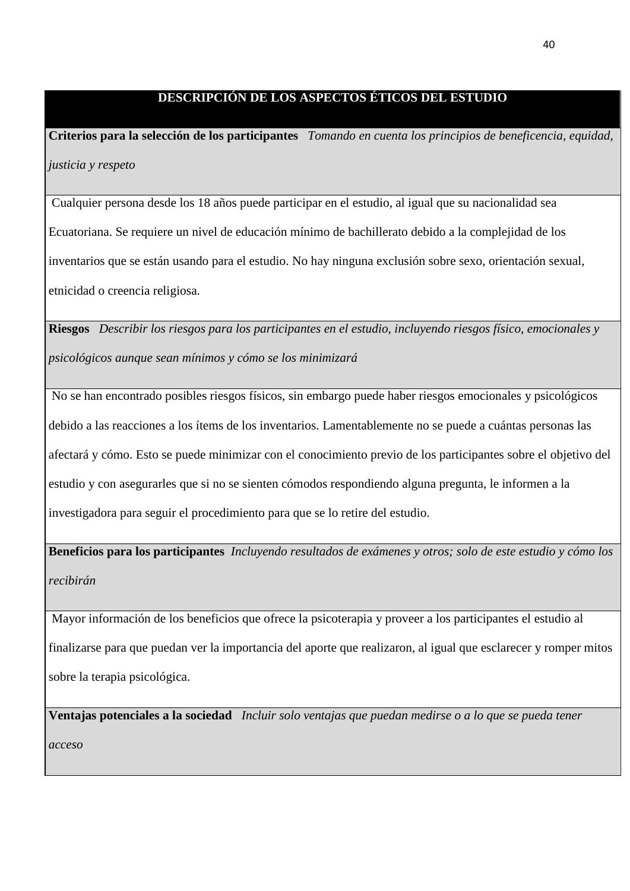| DESCRIPCIÓN DE LOS ASPECTOS ÉTICOS DEL ESTUDIO |
|---|
| **Criterios para la selección de los participantes** *Tomando en cuenta los principios de beneficencia, equidad, justicia y respeto* |
| Cualquier persona desde los 18 años puede participar en el estudio, al igual que su nacionalidad sea Ecuatoriana. Se requiere un nivel de educación mínimo de bachillerato debido a la complejidad de los inventarios que se están usando para el estudio. No hay ninguna exclusión sobre sexo, orientación sexual, etnicidad o creencia religiosa. |
| **Riesgos** *Describir los riesgos para los participantes en el estudio, incluyendo riesgos físico, emocionales y psicológicos aunque sean mínimos y cómo se los minimizará* |
| No se han encontrado posibles riesgos físicos, sin embargo puede haber riesgos emocionales y psicológicos debido a las reacciones a los ítems de los inventarios. Lamentablemente no se puede a cuántas personas las afectará y cómo. Esto se puede minimizar con el conocimiento previo de los participantes sobre el objetivo del estudio y con asegurarles que si no se sienten cómodos respondiendo alguna pregunta, le informen a la investigadora para seguir el procedimiento para que se lo retire del estudio. |
| **Beneficios para los participantes** *Incluyendo resultados de exámenes y otros; solo de este estudio y cómo los recibirán* |
| Mayor información de los beneficios que ofrece la psicoterapia y proveer a los participantes el estudio al finalizarse para que puedan ver la importancia del aporte que realizaron, al igual que esclarecer y romper mitos sobre la terapia psicológica. |
| **Ventajas potenciales a la sociedad** *Incluir solo ventajas que puedan medirse o a lo que se pueda tener acceso* |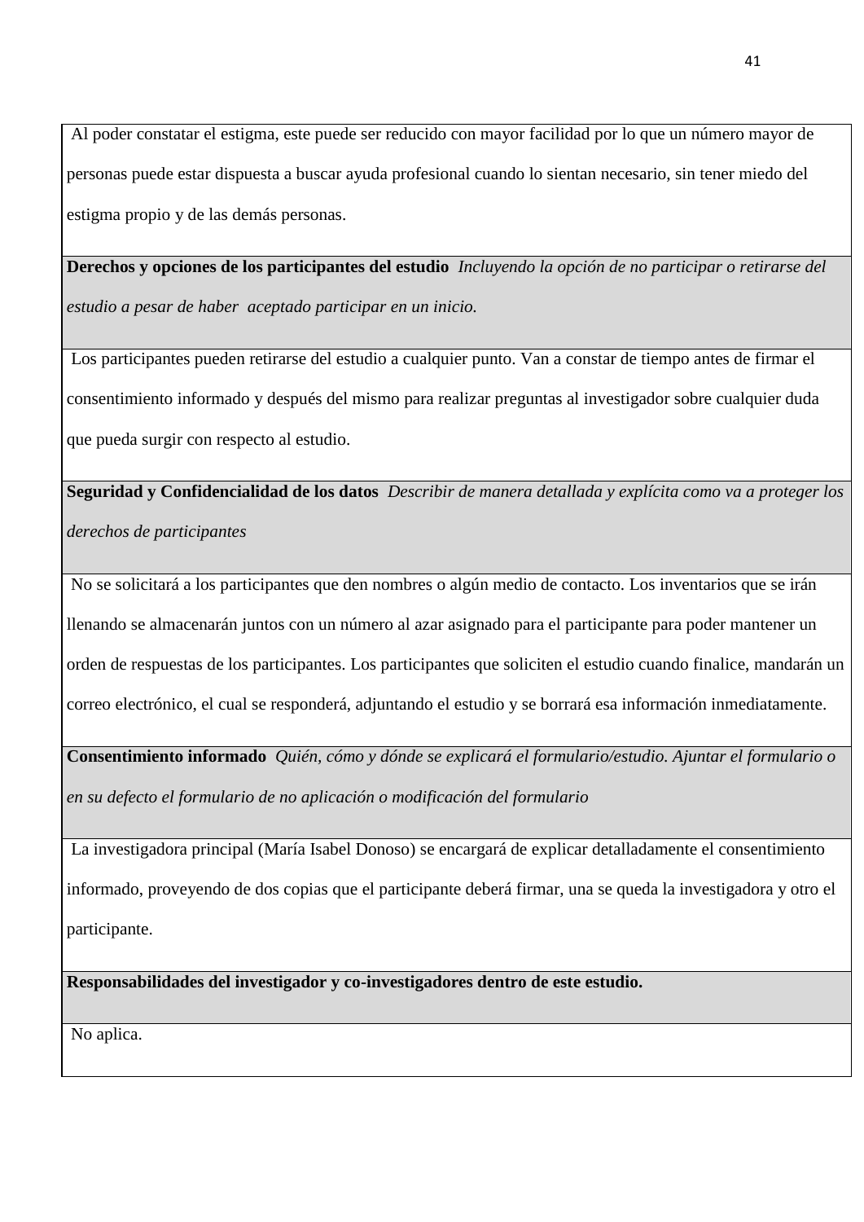| Al poder constatar el estigma, este puede ser reducido con mayor facilidad por lo que un número mayor de personas puede estar dispuesta a buscar ayuda profesional cuando lo sientan necesario, sin tener miedo del estigma propio y de las demás personas. |
|---|
| **Derechos y opciones de los participantes del estudio** *Incluyendo la opción de no participar o retirarse del estudio a pesar de haber aceptado participar en un inicio.* |
| Los participantes pueden retirarse del estudio a cualquier punto. Van a constar de tiempo antes de firmar el consentimiento informado y después del mismo para realizar preguntas al investigador sobre cualquier duda que pueda surgir con respecto al estudio. |
| **Seguridad y Confidencialidad de los datos** *Describir de manera detallada y explícita como va a proteger los derechos de participantes* |
| No se solicitará a los participantes que den nombres o algún medio de contacto. Los inventarios que se irán llenando se almacenarán juntos con un número al azar asignado para el participante para poder mantener un orden de respuestas de los participantes. Los participantes que soliciten el estudio cuando finalice, mandarán un correo electrónico, el cual se responderá, adjuntando el estudio y se borrará esa información inmediatamente. |
| **Consentimiento informado** *Quién, cómo y dónde se explicará el formulario/estudio. Ajuntar el formulario o en su defecto el formulario de no aplicación o modificación del formulario* |
| La investigadora principal (María Isabel Donoso) se encargará de explicar detalladamente el consentimiento informado, proveyendo de dos copias que el participante deberá firmar, una se queda la investigadora y otro el participante. |
| **Responsabilidades del investigador y co-investigadores dentro de este estudio.** |
| No aplica. |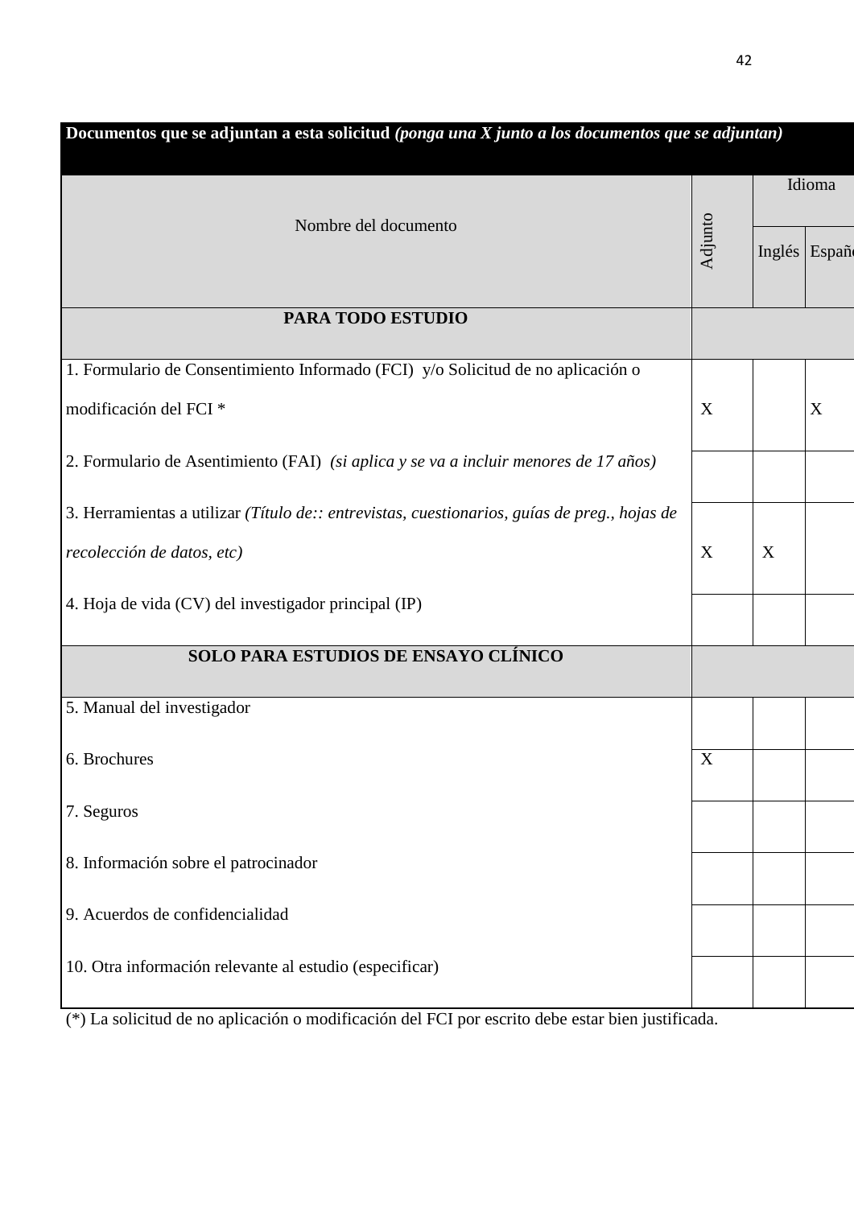| **Documentos que se adjuntan a esta solicitud** ***(ponga una X junto a los documentos que se adjuntan)*** | | | |
|---|---|---|---|
| Nombre del documento | Adjunto | Idioma | |
| | | Inglés | Españ |
| **PARA TODO ESTUDIO** | | | |
| 1. Formulario de Consentimiento Informado (FCI) y/o Solicitud de no aplicación o modificación del FCI * | X | | X |
| 2. Formulario de Asentimiento (FAI) *(si aplica y se va a incluir menores de 17 años)* | | | |
| 3. Herramientas a utilizar *(Título de:: entrevistas, cuestionarios, guías de preg., hojas de recolección de datos, etc)* | X | X | |
| 4. Hoja de vida (CV) del investigador principal (IP) | | | |
| **SOLO PARA ESTUDIOS DE ENSAYO CLÍNICO** | | | |
| 5. Manual del investigador | | | |
| 6. Brochures | X | | |
| 7. Seguros | | | |
| 8. Información sobre el patrocinador | | | |
| 9. Acuerdos de confidencialidad | | | |
| 10. Otra información relevante al estudio (especificar) | | | |

(*) La solicitud de no aplicación o modificación del FCI por escrito debe estar bien justificada.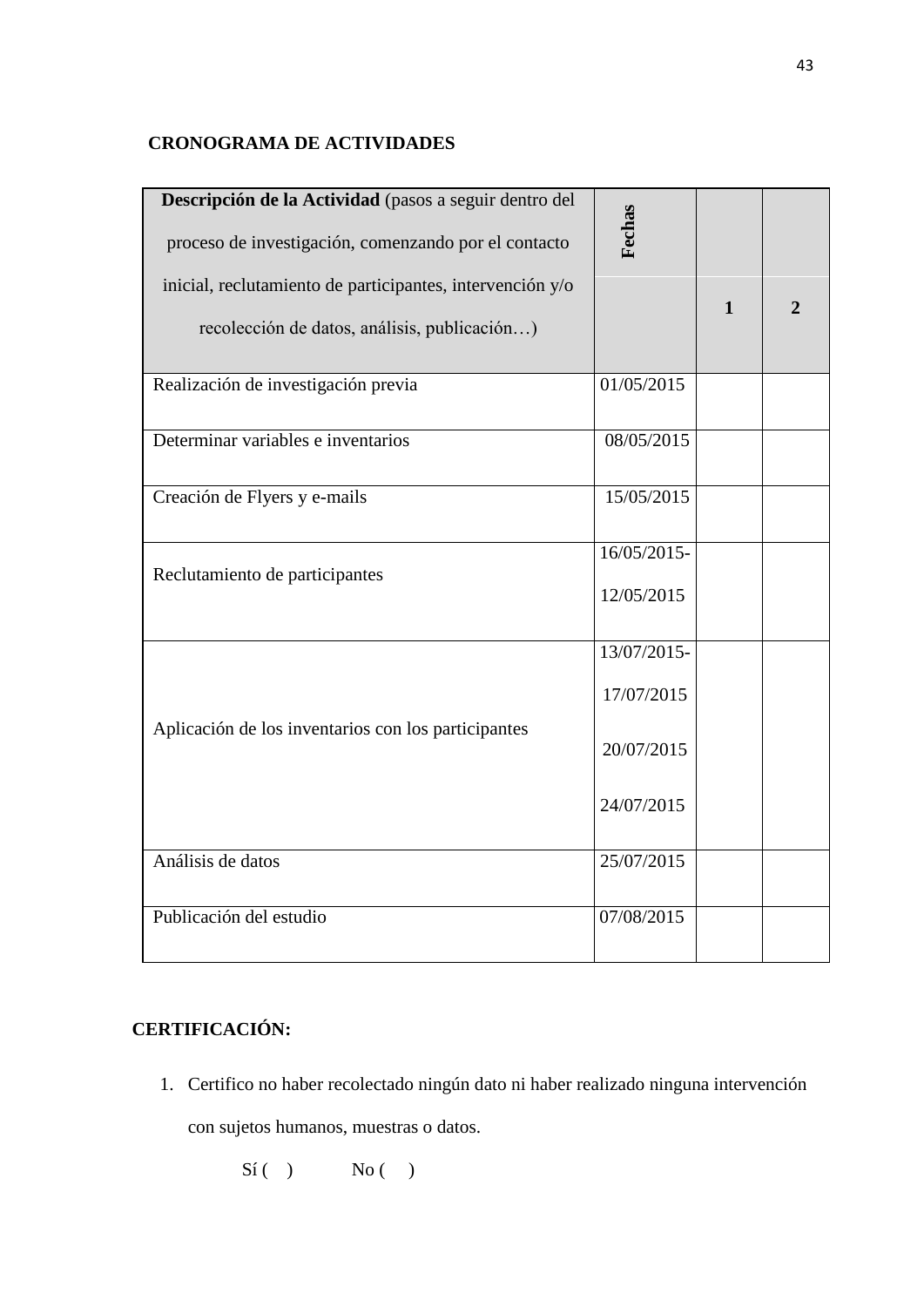**CRONOGRAMA DE ACTIVIDADES**

| **Descripción de la Actividad** (pasos a seguir dentro del proceso de investigación, comenzando por el contacto inicial, reclutamiento de participantes, intervención y/o recolección de datos, análisis, publicación…) | **Fechas** | | |
|---|---|---|---|
| | | **1** | **2** |
| Realización de investigación previa | 01/05/2015 | | |
| Determinar variables e inventarios | 08/05/2015 | | |
| Creación de Flyers y e-mails | 15/05/2015 | | |
| Reclutamiento de participantes | 16/05/2015- 12/05/2015 | | |
| Aplicación de los inventarios con los participantes | 13/07/2015- 17/07/2015 20/07/2015 24/07/2015 | | |
| Análisis de datos | 25/07/2015 | | |
| Publicación del estudio | 07/08/2015 | | |

**CERTIFICACIÓN:**

1. Certifico no haber recolectado ningún dato ni haber realizado ninguna intervención con sujetos humanos, muestras o datos.

   Sí (   )     No (   )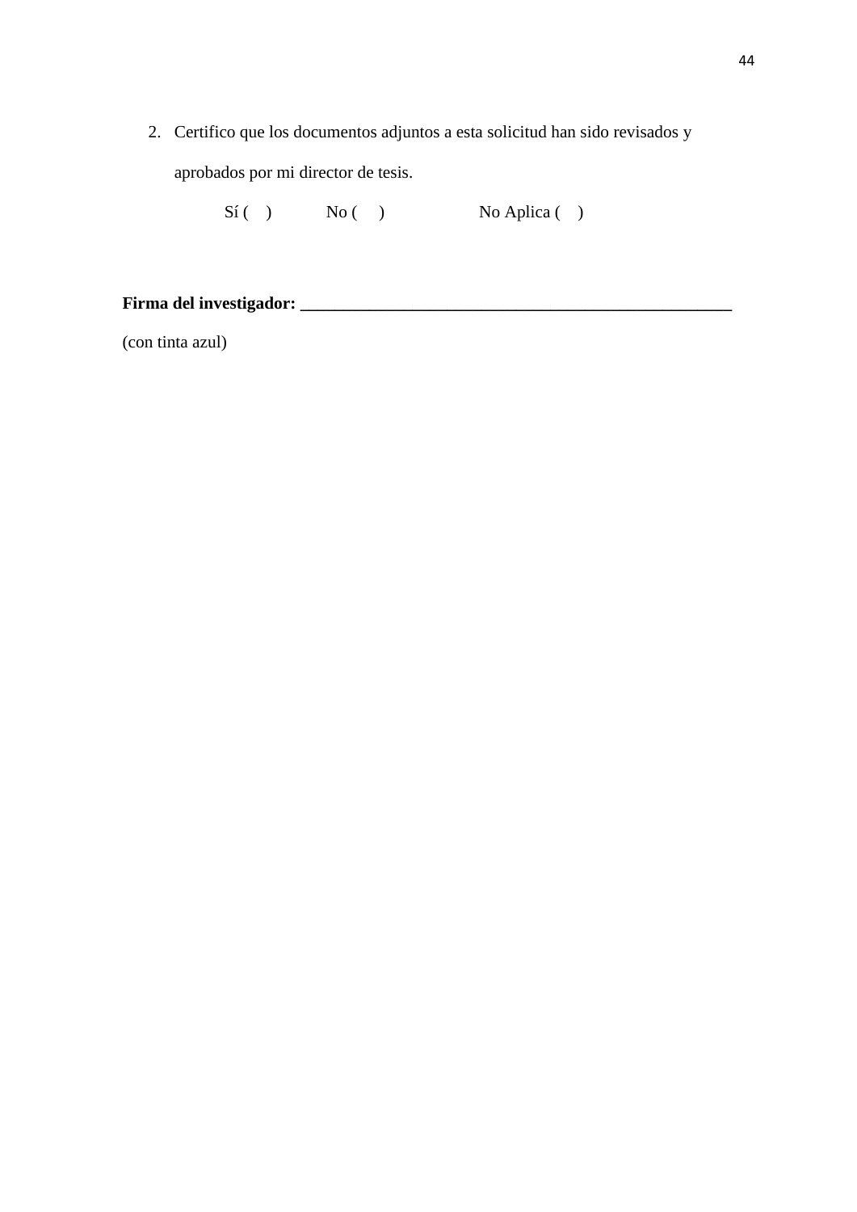2. Certifico que los documentos adjuntos a esta solicitud han sido revisados y aprobados por mi director de tesis.

   Sí (    )          No (    )                    No Aplica (    )

**Firma del investigador: ____________________________________________________**

(con tinta azul)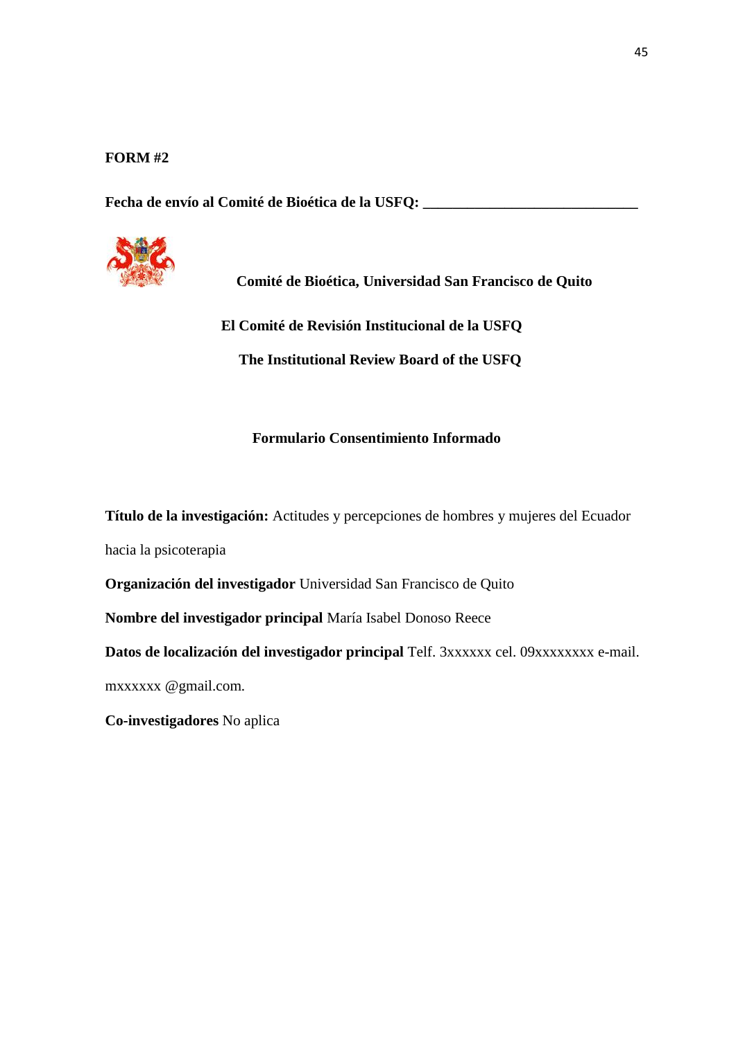**FORM #2**

**Fecha de envío al Comité de Bioética de la USFQ: ____________________________**

**Comité de Bioética, Universidad San Francisco de Quito**

**El Comité de Revisión Institucional de la USFQ**

**The Institutional Review Board of the USFQ**

**Formulario Consentimiento Informado**

**Título de la investigación:** Actitudes y percepciones de hombres y mujeres del Ecuador hacia la psicoterapia

**Organización del investigador** Universidad San Francisco de Quito

**Nombre del investigador principal** María Isabel Donoso Reece

**Datos de localización del investigador principal** Telf. 3xxxxxx cel. 09xxxxxxxx e-mail. mxxxxxx @gmail.com.

**Co-investigadores** No aplica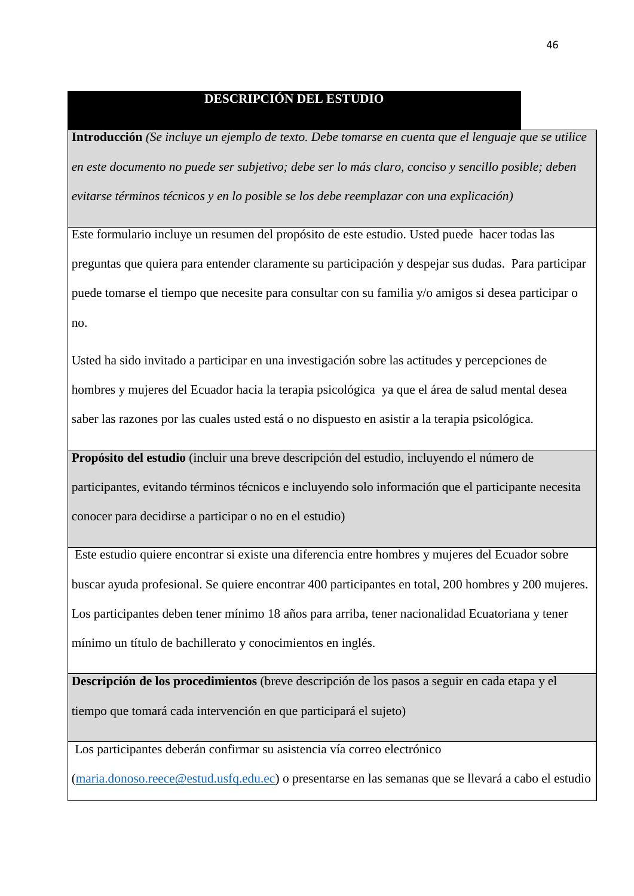## DESCRIPCIÓN DEL ESTUDIO

**Introducción** *(Se incluye un ejemplo de texto. Debe tomarse en cuenta que el lenguaje que se utilice en este documento no puede ser subjetivo; debe ser lo más claro, conciso y sencillo posible; deben evitarse términos técnicos y en lo posible se los debe reemplazar con una explicación)*

Este formulario incluye un resumen del propósito de este estudio. Usted puede hacer todas las preguntas que quiera para entender claramente su participación y despejar sus dudas. Para participar puede tomarse el tiempo que necesite para consultar con su familia y/o amigos si desea participar o no.

Usted ha sido invitado a participar en una investigación sobre las actitudes y percepciones de hombres y mujeres del Ecuador hacia la terapia psicológica ya que el área de salud mental desea saber las razones por las cuales usted está o no dispuesto en asistir a la terapia psicológica.

**Propósito del estudio** (incluir una breve descripción del estudio, incluyendo el número de participantes, evitando términos técnicos e incluyendo solo información que el participante necesita conocer para decidirse a participar o no en el estudio)

Este estudio quiere encontrar si existe una diferencia entre hombres y mujeres del Ecuador sobre buscar ayuda profesional. Se quiere encontrar 400 participantes en total, 200 hombres y 200 mujeres. Los participantes deben tener mínimo 18 años para arriba, tener nacionalidad Ecuatoriana y tener mínimo un título de bachillerato y conocimientos en inglés.

**Descripción de los procedimientos** (breve descripción de los pasos a seguir en cada etapa y el tiempo que tomará cada intervención en que participará el sujeto)

Los participantes deberán confirmar su asistencia vía correo electrónico (maria.donoso.reece@estud.usfq.edu.ec) o presentarse en las semanas que se llevará a cabo el estudio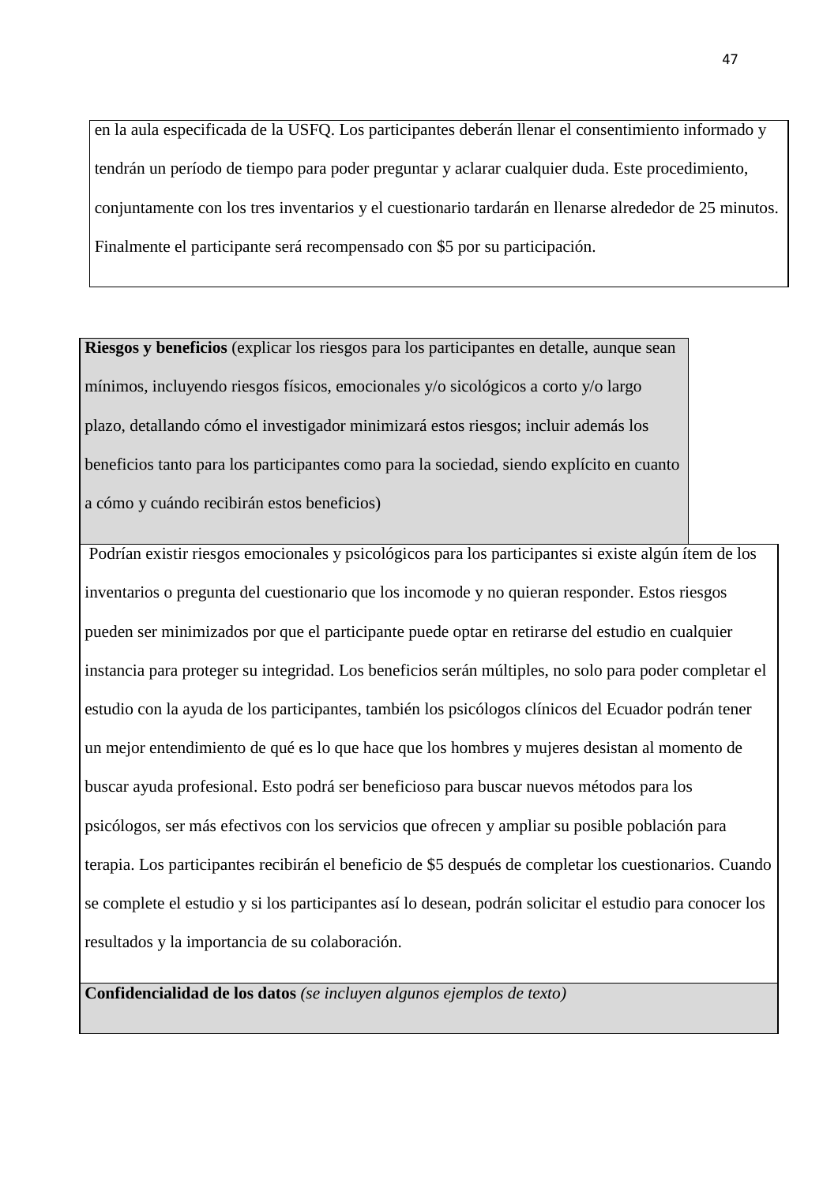en la aula especificada de la USFQ. Los participantes deberán llenar el consentimiento informado y tendrán un período de tiempo para poder preguntar y aclarar cualquier duda. Este procedimiento, conjuntamente con los tres inventarios y el cuestionario tardarán en llenarse alrededor de 25 minutos. Finalmente el participante será recompensado con $5 por su participación.

**Riesgos y beneficios** (explicar los riesgos para los participantes en detalle, aunque sean mínimos, incluyendo riesgos físicos, emocionales y/o sicológicos a corto y/o largo plazo, detallando cómo el investigador minimizará estos riesgos; incluir además los beneficios tanto para los participantes como para la sociedad, siendo explícito en cuanto a cómo y cuándo recibirán estos beneficios)

Podrían existir riesgos emocionales y psicológicos para los participantes si existe algún ítem de los inventarios o pregunta del cuestionario que los incomode y no quieran responder. Estos riesgos pueden ser minimizados por que el participante puede optar en retirarse del estudio en cualquier instancia para proteger su integridad. Los beneficios serán múltiples, no solo para poder completar el estudio con la ayuda de los participantes, también los psicólogos clínicos del Ecuador podrán tener un mejor entendimiento de qué es lo que hace que los hombres y mujeres desistan al momento de buscar ayuda profesional. Esto podrá ser beneficioso para buscar nuevos métodos para los psicólogos, ser más efectivos con los servicios que ofrecen y ampliar su posible población para terapia. Los participantes recibirán el beneficio de $5 después de completar los cuestionarios. Cuando se complete el estudio y si los participantes así lo desean, podrán solicitar el estudio para conocer los resultados y la importancia de su colaboración.

**Confidencialidad de los datos** *(se incluyen algunos ejemplos de texto)*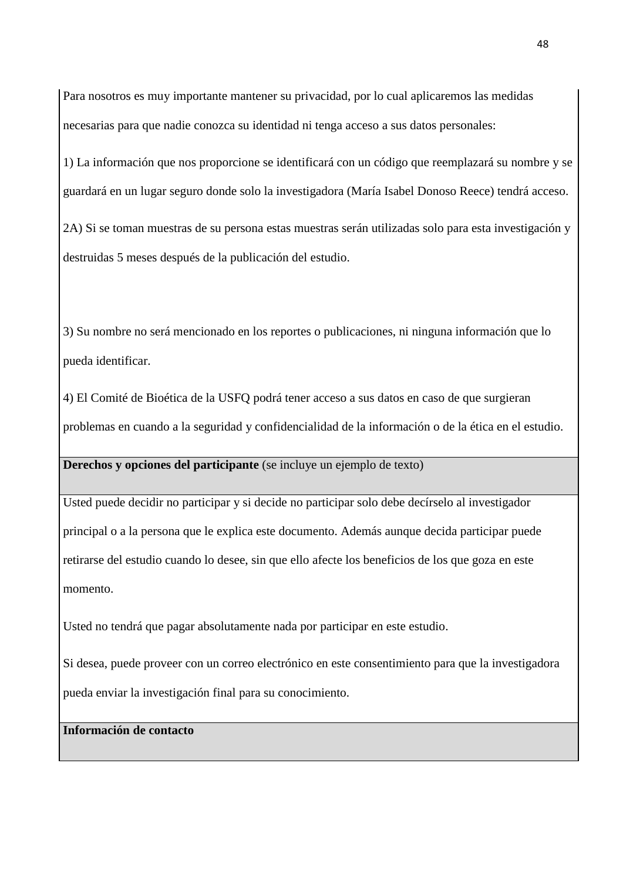Para nosotros es muy importante mantener su privacidad, por lo cual aplicaremos las medidas necesarias para que nadie conozca su identidad ni tenga acceso a sus datos personales:

1) La información que nos proporcione se identificará con un código que reemplazará su nombre y se guardará en un lugar seguro donde solo la investigadora (María Isabel Donoso Reece) tendrá acceso.

2A) Si se toman muestras de su persona estas muestras serán utilizadas solo para esta investigación y destruidas 5 meses después de la publicación del estudio.

3) Su nombre no será mencionado en los reportes o publicaciones, ni ninguna información que lo pueda identificar.

4) El Comité de Bioética de la USFQ podrá tener acceso a sus datos en caso de que surgieran problemas en cuando a la seguridad y confidencialidad de la información o de la ética en el estudio.

**Derechos y opciones del participante** (se incluye un ejemplo de texto)

Usted puede decidir no participar y si decide no participar solo debe decírselo al investigador principal o a la persona que le explica este documento. Además aunque decida participar puede retirarse del estudio cuando lo desee, sin que ello afecte los beneficios de los que goza en este momento.

Usted no tendrá que pagar absolutamente nada por participar en este estudio.

Si desea, puede proveer con un correo electrónico en este consentimiento para que la investigadora pueda enviar la investigación final para su conocimiento.

**Información de contacto**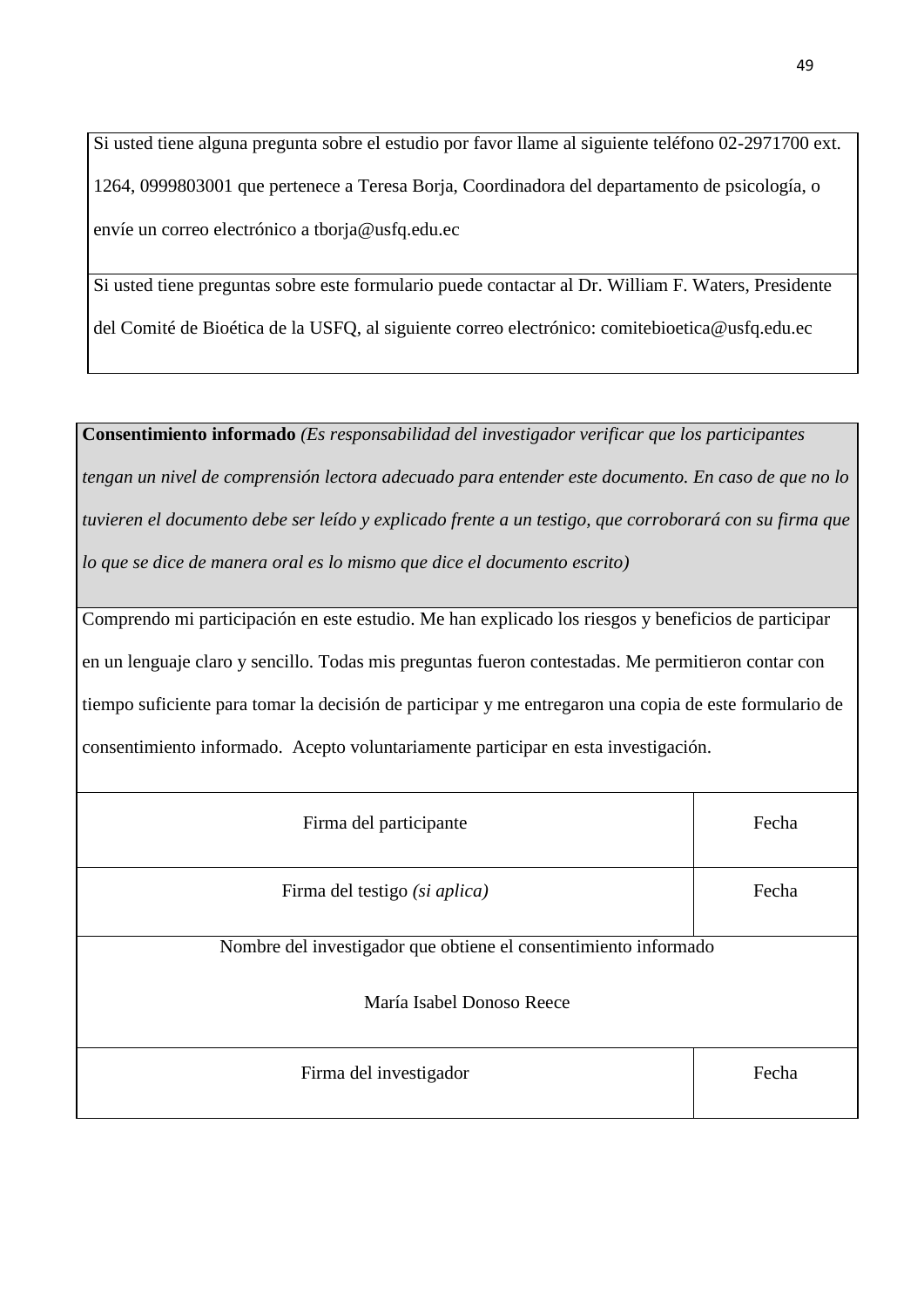| Si usted tiene alguna pregunta sobre el estudio por favor llame al siguiente teléfono 02-2971700 ext. 1264, 0999803001 que pertenece a Teresa Borja, Coordinadora del departamento de psicología, o envíe un correo electrónico a tborja@usfq.edu.ec |
|---|
| Si usted tiene preguntas sobre este formulario puede contactar al Dr. William F. Waters, Presidente del Comité de Bioética de la USFQ, al siguiente correo electrónico: comitebioetica@usfq.edu.ec |

| **Consentimiento informado** *(Es responsabilidad del investigador verificar que los participantes tengan un nivel de comprensión lectora adecuado para entender este documento. En caso de que no lo tuvieren el documento debe ser leído y explicado frente a un testigo, que corroborará con su firma que lo que se dice de manera oral es lo mismo que dice el documento escrito)* | |
|---|---|
| Comprendo mi participación en este estudio. Me han explicado los riesgos y beneficios de participar en un lenguaje claro y sencillo. Todas mis preguntas fueron contestadas. Me permitieron contar con tiempo suficiente para tomar la decisión de participar y me entregaron una copia de este formulario de consentimiento informado. Acepto voluntariamente participar en esta investigación. | |
| Firma del participante | Fecha |
| Firma del testigo *(si aplica)* | Fecha |
| Nombre del investigador que obtiene el consentimiento informado<br><br>María Isabel Donoso Reece | |
| Firma del investigador | Fecha |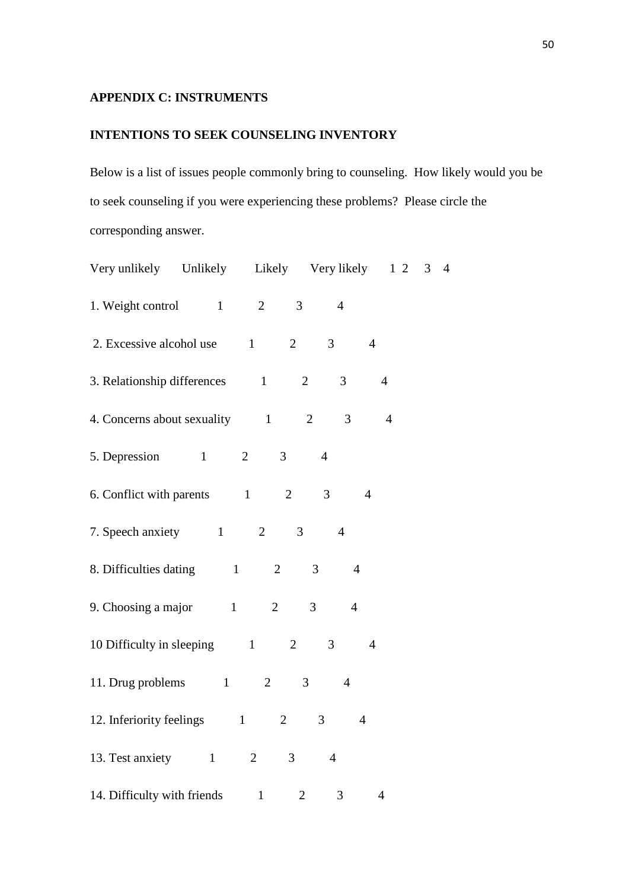**APPENDIX C: INSTRUMENTS**

**INTENTIONS TO SEEK COUNSELING INVENTORY**

Below is a list of issues people commonly bring to counseling. How likely would you be to seek counseling if you were experiencing these problems? Please circle the corresponding answer.

Very unlikely Unlikely Likely Very likely 1 2 3 4

1. Weight control 1 2 3 4

2. Excessive alcohol use 1 2 3 4

3. Relationship differences 1 2 3 4

4. Concerns about sexuality 1 2 3 4

5. Depression 1 2 3 4

6. Conflict with parents 1 2 3 4

7. Speech anxiety 1 2 3 4

8. Difficulties dating 1 2 3 4

9. Choosing a major 1 2 3 4

10 Difficulty in sleeping 1 2 3 4

11. Drug problems 1 2 3 4

12. Inferiority feelings 1 2 3 4

13. Test anxiety 1 2 3 4

14. Difficulty with friends 1 2 3 4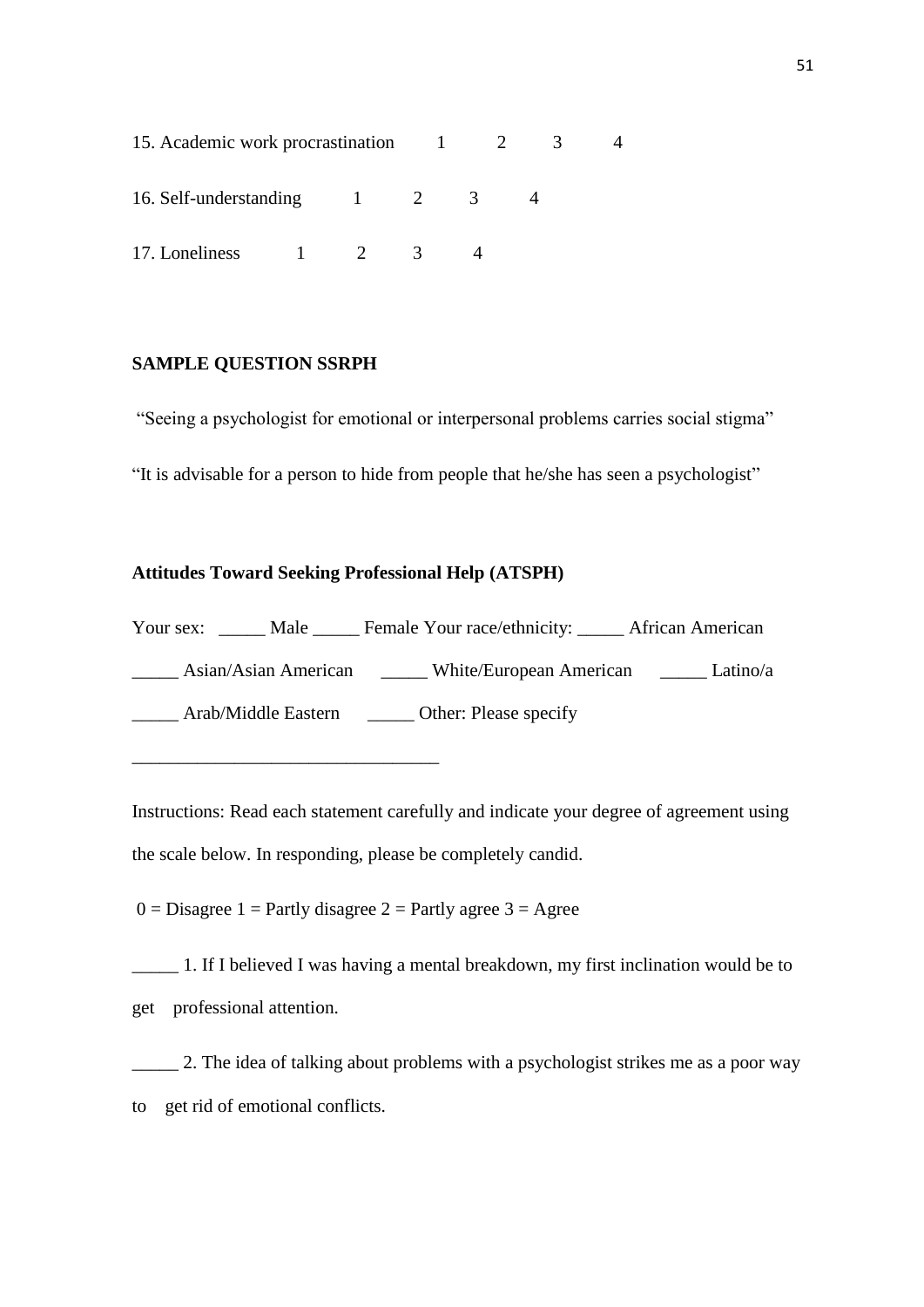15. Academic work procrastination 1 2 3 4

16. Self-understanding 1 2 3 4

17. Loneliness 1 2 3 4

**SAMPLE QUESTION SSRPH**

"Seeing a psychologist for emotional or interpersonal problems carries social stigma"

"It is advisable for a person to hide from people that he/she has seen a psychologist"

**Attitudes Toward Seeking Professional Help (ATSPH)**

Your sex: _____ Male _____ Female Your race/ethnicity: _____ African American _____ Asian/Asian American _____ White/European American _____ Latino/a _____ Arab/Middle Eastern _____ Other: Please specify

________________________________

Instructions: Read each statement carefully and indicate your degree of agreement using the scale below. In responding, please be completely candid.

0 = Disagree 1 = Partly disagree 2 = Partly agree 3 = Agree

_____ 1. If I believed I was having a mental breakdown, my first inclination would be to get professional attention.

_____ 2. The idea of talking about problems with a psychologist strikes me as a poor way to get rid of emotional conflicts.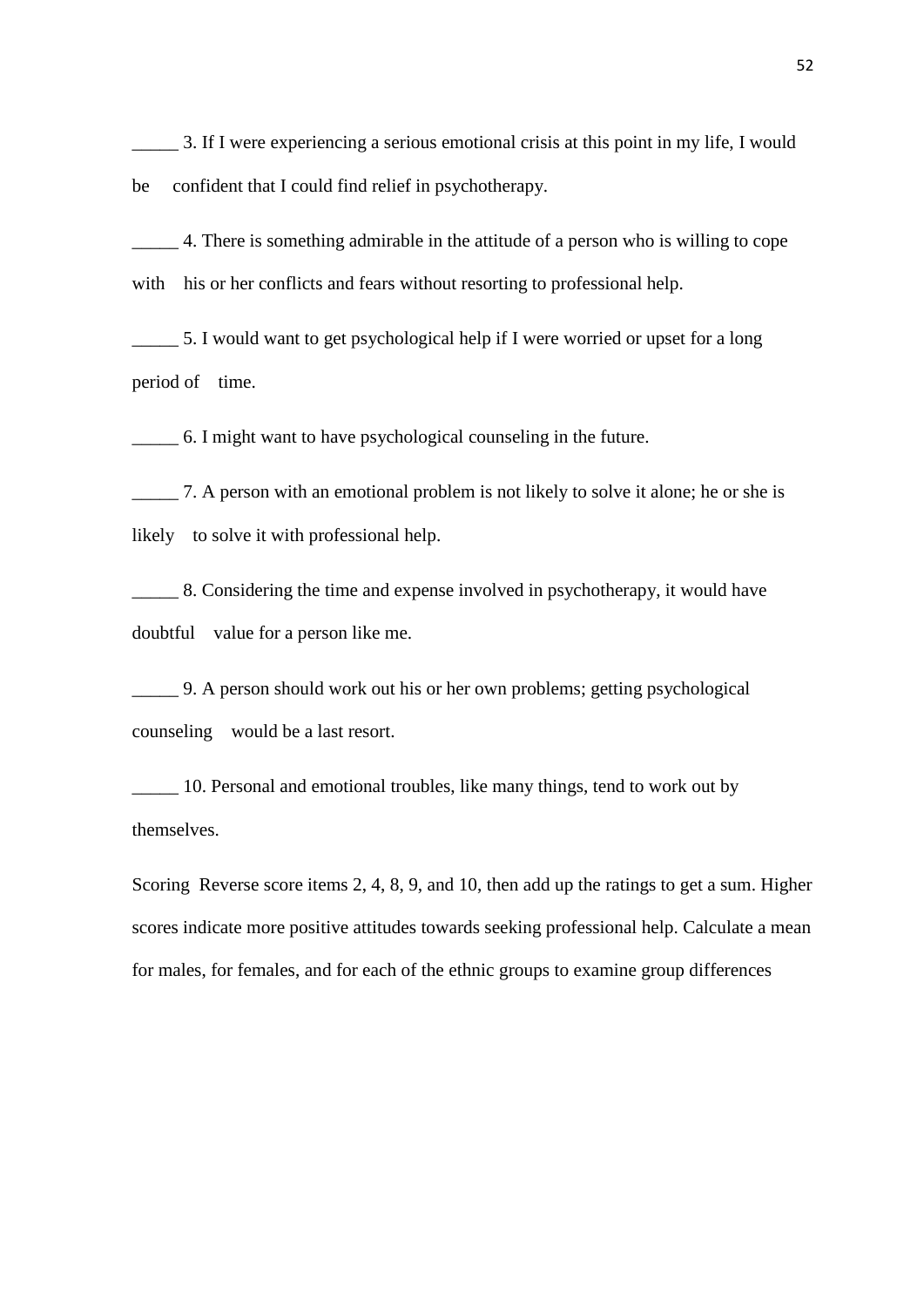_____ 3. If I were experiencing a serious emotional crisis at this point in my life, I would be confident that I could find relief in psychotherapy.

_____ 4. There is something admirable in the attitude of a person who is willing to cope with his or her conflicts and fears without resorting to professional help.

_____ 5. I would want to get psychological help if I were worried or upset for a long period of time.

_____ 6. I might want to have psychological counseling in the future.

_____ 7. A person with an emotional problem is not likely to solve it alone; he or she is likely to solve it with professional help.

_____ 8. Considering the time and expense involved in psychotherapy, it would have doubtful value for a person like me.

_____ 9. A person should work out his or her own problems; getting psychological counseling would be a last resort.

_____ 10. Personal and emotional troubles, like many things, tend to work out by themselves.

Scoring Reverse score items 2, 4, 8, 9, and 10, then add up the ratings to get a sum. Higher scores indicate more positive attitudes towards seeking professional help. Calculate a mean for males, for females, and for each of the ethnic groups to examine group differences